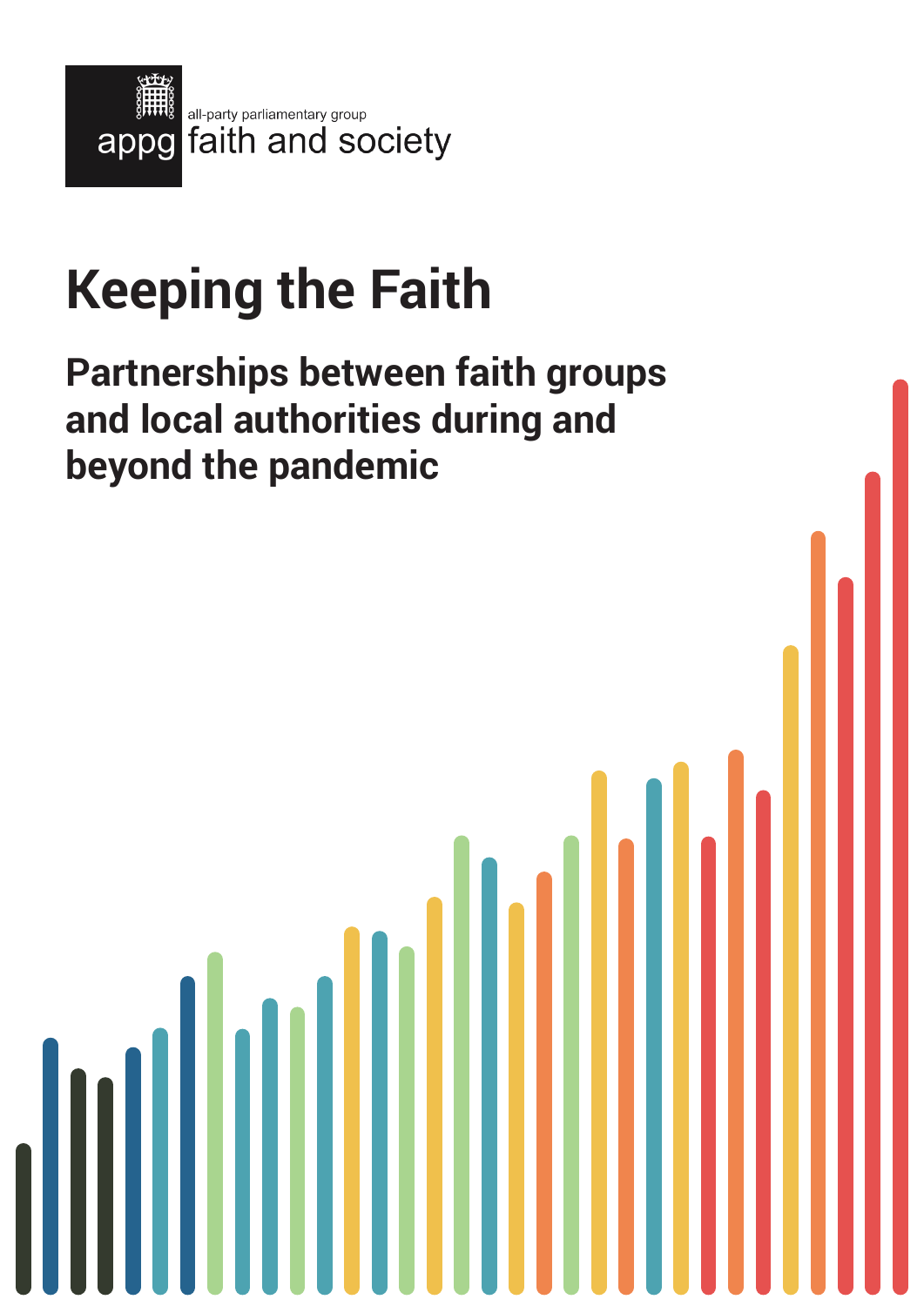appg all-party parliamentary group faith and society

# Keeping the Faith

## Partnerships between faith groups and local authorities during and beyond the pandemic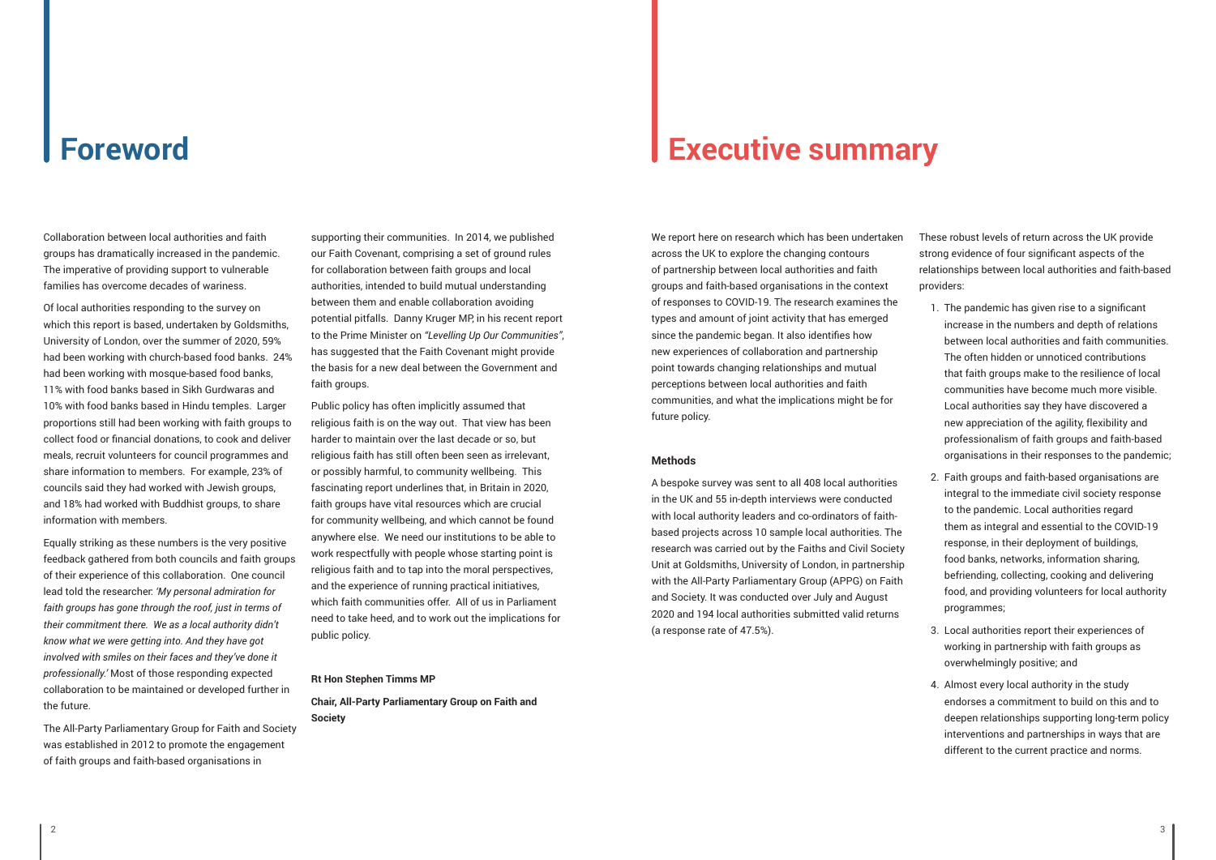# Foreword

Collaboration between local authorities and faith groups has dramatically increased in the pandemic. The imperative of providing support to vulnerable families has overcome decades of wariness.

Of local authorities responding to the survey on which this report is based, undertaken by Goldsmiths, University of London, over the summer of 2020, 59% had been working with church-based food banks. 24% had been working with mosque-based food banks, 11% with food banks based in Sikh Gurdwaras and 10% with food banks based in Hindu temples. Larger proportions still had been working with faith groups to collect food or financial donations, to cook and deliver meals, recruit volunteers for council programmes and share information to members. For example, 23% of councils said they had worked with Jewish groups, and 18% had worked with Buddhist groups, to share information with members.

Equally striking as these numbers is the very positive feedback gathered from both councils and faith groups of their experience of this collaboration. One council lead told the researcher: *'My personal admiration for faith groups has gone through the roof, just in terms of their commitment there. We as a local authority didn't know what we were getting into. And they have got involved with smiles on their faces and they've done it professionally.'* Most of those responding expected collaboration to be maintained or developed further in the future.

The All-Party Parliamentary Group for Faith and Society was established in 2012 to promote the engagement of faith groups and faith-based organisations in supporting their communities. In 2014, we published our Faith Covenant, comprising a set of ground rules for collaboration between faith groups and local authorities, intended to build mutual understanding between them and enable collaboration avoiding potential pitfalls. Danny Kruger MP, in his recent report to the Prime Minister on *"Levelling Up Our Communities"*, has suggested that the Faith Covenant might provide the basis for a new deal between the Government and faith groups.

Public policy has often implicitly assumed that religious faith is on the way out. That view has been harder to maintain over the last decade or so, but religious faith has still often been seen as irrelevant, or possibly harmful, to community wellbeing. This fascinating report underlines that, in Britain in 2020, faith groups have vital resources which are crucial for community wellbeing, and which cannot be found anywhere else. We need our institutions to be able to work respectfully with people whose starting point is religious faith and to tap into the moral perspectives, and the experience of running practical initiatives, which faith communities offer. All of us in Parliament need to take heed, and to work out the implications for public policy.

**Rt Hon Stephen Timms MP**

**Chair, All-Party Parliamentary Group on Faith and Society**

# Executive summary

We report here on research which has been undertaken across the UK to explore the changing contours of partnership between local authorities and faith groups and faith-based organisations in the context of responses to COVID-19. The research examines the types and amount of joint activity that has emerged since the pandemic began. It also identifies how new experiences of collaboration and partnership point towards changing relationships and mutual perceptions between local authorities and faith communities, and what the implications might be for future policy.

### Methods

A bespoke survey was sent to all 408 local authorities in the UK and 55 in-depth interviews were conducted with local authority leaders and co-ordinators of faith-based projects across 10 sample local authorities. The research was carried out by the Faiths and Civil Society Unit at Goldsmiths, University of London, in partnership with the All-Party Parliamentary Group (APPG) on Faith and Society. It was conducted over July and August 2020 and 194 local authorities submitted valid returns (a response rate of 47.5%).

These robust levels of return across the UK provide strong evidence of four significant aspects of the relationships between local authorities and faith-based providers:

1. The pandemic has given rise to a significant increase in the numbers and depth of relations between local authorities and faith communities. The often hidden or unnoticed contributions that faith groups make to the resilience of local communities have become much more visible. Local authorities say they have discovered a new appreciation of the agility, flexibility and professionalism of faith groups and faith-based organisations in their responses to the pandemic;
2. Faith groups and faith-based organisations are integral to the immediate civil society response to the pandemic. Local authorities regard them as integral and essential to the COVID-19 response, in their deployment of buildings, food banks, networks, information sharing, befriending, collecting, cooking and delivering food, and providing volunteers for local authority programmes;
3. Local authorities report their experiences of working in partnership with faith groups as overwhelmingly positive; and
4. Almost every local authority in the study endorses a commitment to build on this and to deepen relationships supporting long-term policy interventions and partnerships in ways that are different to the current practice and norms.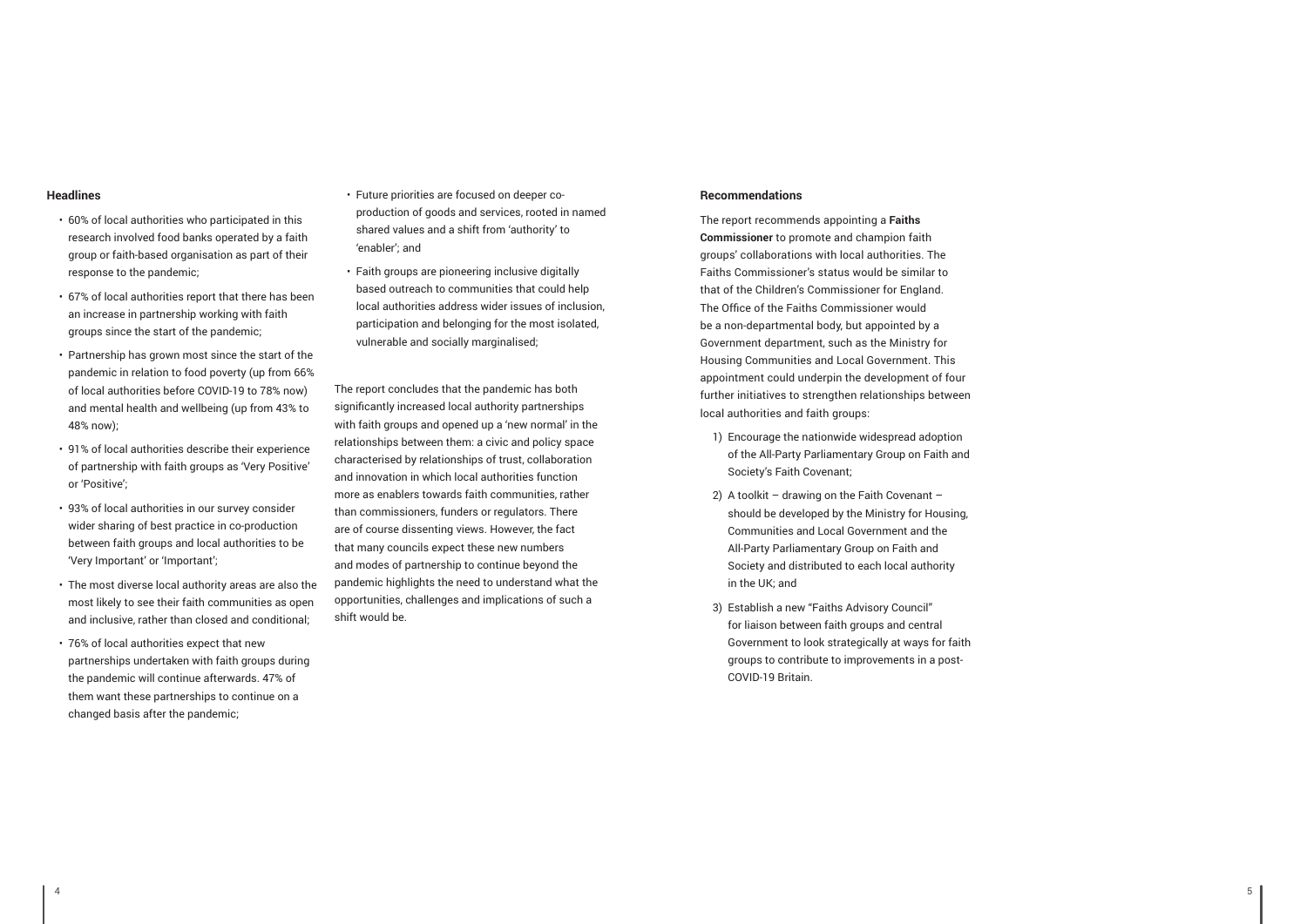### Headlines

- 60% of local authorities who participated in this research involved food banks operated by a faith group or faith-based organisation as part of their response to the pandemic;
- 67% of local authorities report that there has been an increase in partnership working with faith groups since the start of the pandemic;
- Partnership has grown most since the start of the pandemic in relation to food poverty (up from 66% of local authorities before COVID-19 to 78% now) and mental health and wellbeing (up from 43% to 48% now);
- 91% of local authorities describe their experience of partnership with faith groups as 'Very Positive' or 'Positive';
- 93% of local authorities in our survey consider wider sharing of best practice in co-production between faith groups and local authorities to be 'Very Important' or 'Important';
- The most diverse local authority areas are also the most likely to see their faith communities as open and inclusive, rather than closed and conditional;
- 76% of local authorities expect that new partnerships undertaken with faith groups during the pandemic will continue afterwards. 47% of them want these partnerships to continue on a changed basis after the pandemic;
- Future priorities are focused on deeper co-production of goods and services, rooted in named shared values and a shift from 'authority' to 'enabler'; and
- Faith groups are pioneering inclusive digitally based outreach to communities that could help local authorities address wider issues of inclusion, participation and belonging for the most isolated, vulnerable and socially marginalised;

The report concludes that the pandemic has both significantly increased local authority partnerships with faith groups and opened up a 'new normal' in the relationships between them: a civic and policy space characterised by relationships of trust, collaboration and innovation in which local authorities function more as enablers towards faith communities, rather than commissioners, funders or regulators. There are of course dissenting views. However, the fact that many councils expect these new numbers and modes of partnership to continue beyond the pandemic highlights the need to understand what the opportunities, challenges and implications of such a shift would be.

### Recommendations

The report recommends appointing a **Faiths Commissioner** to promote and champion faith groups' collaborations with local authorities. The Faiths Commissioner's status would be similar to that of the Children's Commissioner for England. The Office of the Faiths Commissioner would be a non-departmental body, but appointed by a Government department, such as the Ministry for Housing Communities and Local Government. This appointment could underpin the development of four further initiatives to strengthen relationships between local authorities and faith groups:

1) Encourage the nationwide widespread adoption of the All-Party Parliamentary Group on Faith and Society's Faith Covenant;
2) A toolkit – drawing on the Faith Covenant – should be developed by the Ministry for Housing, Communities and Local Government and the All-Party Parliamentary Group on Faith and Society and distributed to each local authority in the UK; and
3) Establish a new "Faiths Advisory Council" for liaison between faith groups and central Government to look strategically at ways for faith groups to contribute to improvements in a post-COVID-19 Britain.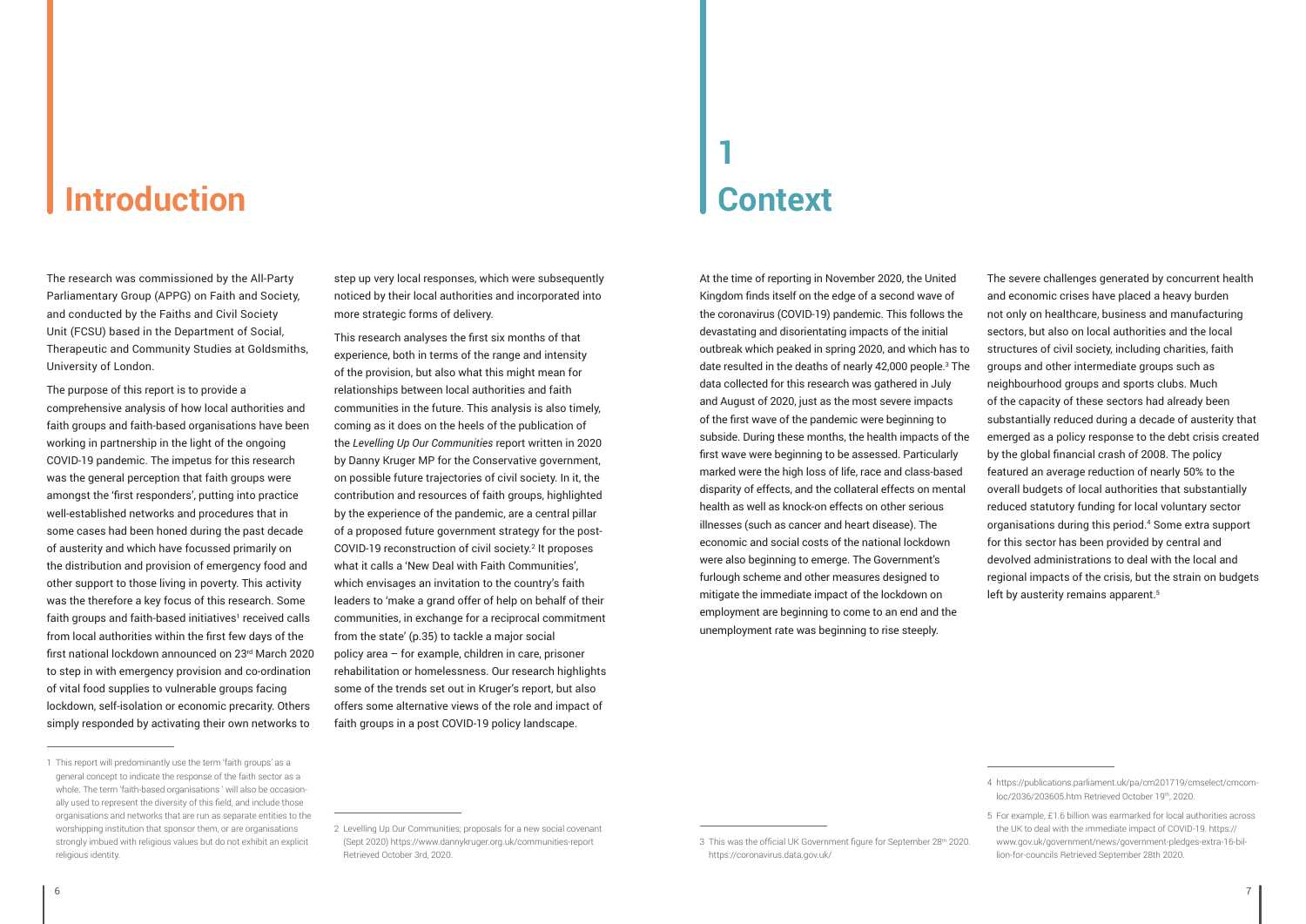# Introduction

The research was commissioned by the All-Party Parliamentary Group (APPG) on Faith and Society, and conducted by the Faiths and Civil Society Unit (FCSU) based in the Department of Social, Therapeutic and Community Studies at Goldsmiths, University of London.

The purpose of this report is to provide a comprehensive analysis of how local authorities and faith groups and faith-based organisations have been working in partnership in the light of the ongoing COVID-19 pandemic. The impetus for this research was the general perception that faith groups were amongst the 'first responders', putting into practice well-established networks and procedures that in some cases had been honed during the past decade of austerity and which have focussed primarily on the distribution and provision of emergency food and other support to those living in poverty. This activity was the therefore a key focus of this research. Some faith groups and faith-based initiatives[1] received calls from local authorities within the first few days of the first national lockdown announced on 23rd March 2020 to step in with emergency provision and co-ordination of vital food supplies to vulnerable groups facing lockdown, self-isolation or economic precarity. Others simply responded by activating their own networks to step up very local responses, which were subsequently noticed by their local authorities and incorporated into more strategic forms of delivery.

This research analyses the first six months of that experience, both in terms of the range and intensity of the provision, but also what this might mean for relationships between local authorities and faith communities in the future. This analysis is also timely, coming as it does on the heels of the publication of the *Levelling Up Our Communities* report written in 2020 by Danny Kruger MP for the Conservative government, on possible future trajectories of civil society. In it, the contribution and resources of faith groups, highlighted by the experience of the pandemic, are a central pillar of a proposed future government strategy for the post-COVID-19 reconstruction of civil society.[2] It proposes what it calls a 'New Deal with Faith Communities', which envisages an invitation to the country's faith leaders to 'make a grand offer of help on behalf of their communities, in exchange for a reciprocal commitment from the state' (p.35) to tackle a major social policy area – for example, children in care, prisoner rehabilitation or homelessness. Our research highlights some of the trends set out in Kruger's report, but also offers some alternative views of the role and impact of faith groups in a post COVID-19 policy landscape.

1 This report will predominantly use the term 'faith groups' as a general concept to indicate the response of the faith sector as a whole. The term 'faith-based organisations ' will also be occasionally used to represent the diversity of this field, and include those organisations and networks that are run as separate entities to the worshipping institution that sponsor them, or are organisations strongly imbued with religious values but do not exhibit an explicit religious identity.

2 Levelling Up Our Communities; proposals for a new social covenant (Sept 2020) https://www.dannykruger.org.uk/communities-report Retrieved October 3rd, 2020.

# 1 Context

At the time of reporting in November 2020, the United Kingdom finds itself on the edge of a second wave of the coronavirus (COVID-19) pandemic. This follows the devastating and disorientating impacts of the initial outbreak which peaked in spring 2020, and which has to date resulted in the deaths of nearly 42,000 people.[3] The data collected for this research was gathered in July and August of 2020, just as the most severe impacts of the first wave of the pandemic were beginning to subside. During these months, the health impacts of the first wave were beginning to be assessed. Particularly marked were the high loss of life, race and class-based disparity of effects, and the collateral effects on mental health as well as knock-on effects on other serious illnesses (such as cancer and heart disease). The economic and social costs of the national lockdown were also beginning to emerge. The Government's furlough scheme and other measures designed to mitigate the immediate impact of the lockdown on employment are beginning to come to an end and the unemployment rate was beginning to rise steeply.

The severe challenges generated by concurrent health and economic crises have placed a heavy burden not only on healthcare, business and manufacturing sectors, but also on local authorities and the local structures of civil society, including charities, faith groups and other intermediate groups such as neighbourhood groups and sports clubs. Much of the capacity of these sectors had already been substantially reduced during a decade of austerity that emerged as a policy response to the debt crisis created by the global financial crash of 2008. The policy featured an average reduction of nearly 50% to the overall budgets of local authorities that substantially reduced statutory funding for local voluntary sector organisations during this period.[4] Some extra support for this sector has been provided by central and devolved administrations to deal with the local and regional impacts of the crisis, but the strain on budgets left by austerity remains apparent.[5]

3 This was the official UK Government figure for September 28th 2020. https://coronavirus.data.gov.uk/

4 https://publications.parliament.uk/pa/cm201719/cmselect/cmcomloc/2036/203605.htm Retrieved October 19th, 2020.

5 For example, £1.6 billion was earmarked for local authorities across the UK to deal with the immediate impact of COVID-19. https://www.gov.uk/government/news/government-pledges-extra-16-billion-for-councils Retrieved September 28th 2020.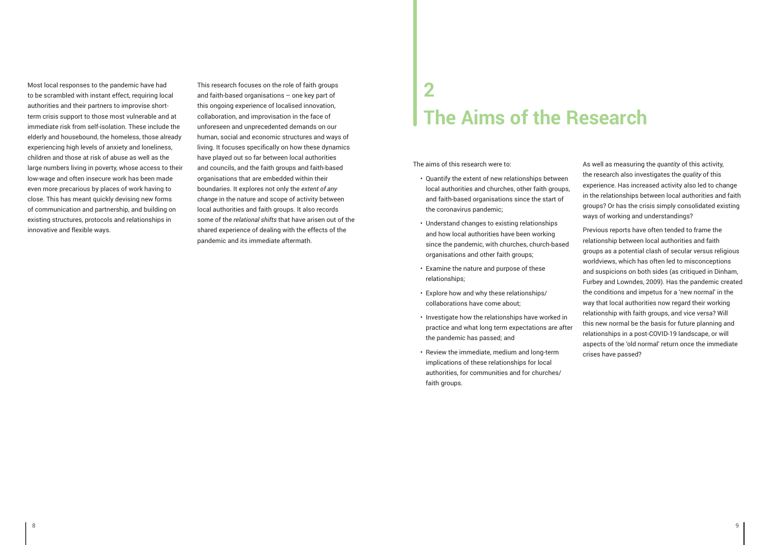Most local responses to the pandemic have had to be scrambled with instant effect, requiring local authorities and their partners to improvise short-term crisis support to those most vulnerable and at immediate risk from self-isolation. These include the elderly and housebound, the homeless, those already experiencing high levels of anxiety and loneliness, children and those at risk of abuse as well as the large numbers living in poverty, whose access to their low-wage and often insecure work has been made even more precarious by places of work having to close. This has meant quickly devising new forms of communication and partnership, and building on existing structures, protocols and relationships in innovative and flexible ways.

This research focuses on the role of faith groups and faith-based organisations – one key part of this ongoing experience of localised innovation, collaboration, and improvisation in the face of unforeseen and unprecedented demands on our human, social and economic structures and ways of living. It focuses specifically on how these dynamics have played out so far between local authorities and councils, and the faith groups and faith-based organisations that are embedded within their boundaries. It explores not only the *extent of any change* in the nature and scope of activity between local authorities and faith groups. It also records some of the *relational shifts* that have arisen out of the shared experience of dealing with the effects of the pandemic and its immediate aftermath.

# 2 The Aims of the Research

The aims of this research were to:

- Quantify the extent of new relationships between local authorities and churches, other faith groups, and faith-based organisations since the start of the coronavirus pandemic;
- Understand changes to existing relationships and how local authorities have been working since the pandemic, with churches, church-based organisations and other faith groups;
- Examine the nature and purpose of these relationships;
- Explore how and why these relationships/collaborations have come about;
- Investigate how the relationships have worked in practice and what long term expectations are after the pandemic has passed; and
- Review the immediate, medium and long-term implications of these relationships for local authorities, for communities and for churches/faith groups.

As well as measuring the *quantity* of this activity, the research also investigates the *quality* of this experience. Has increased activity also led to change in the relationships between local authorities and faith groups? Or has the crisis simply consolidated existing ways of working and understandings?

Previous reports have often tended to frame the relationship between local authorities and faith groups as a potential clash of secular versus religious worldviews, which has often led to misconceptions and suspicions on both sides (as critiqued in Dinham, Furbey and Lowndes, 2009). Has the pandemic created the conditions and impetus for a 'new normal' in the way that local authorities now regard their working relationship with faith groups, and vice versa? Will this new normal be the basis for future planning and relationships in a post-COVID-19 landscape, or will aspects of the 'old normal' return once the immediate crises have passed?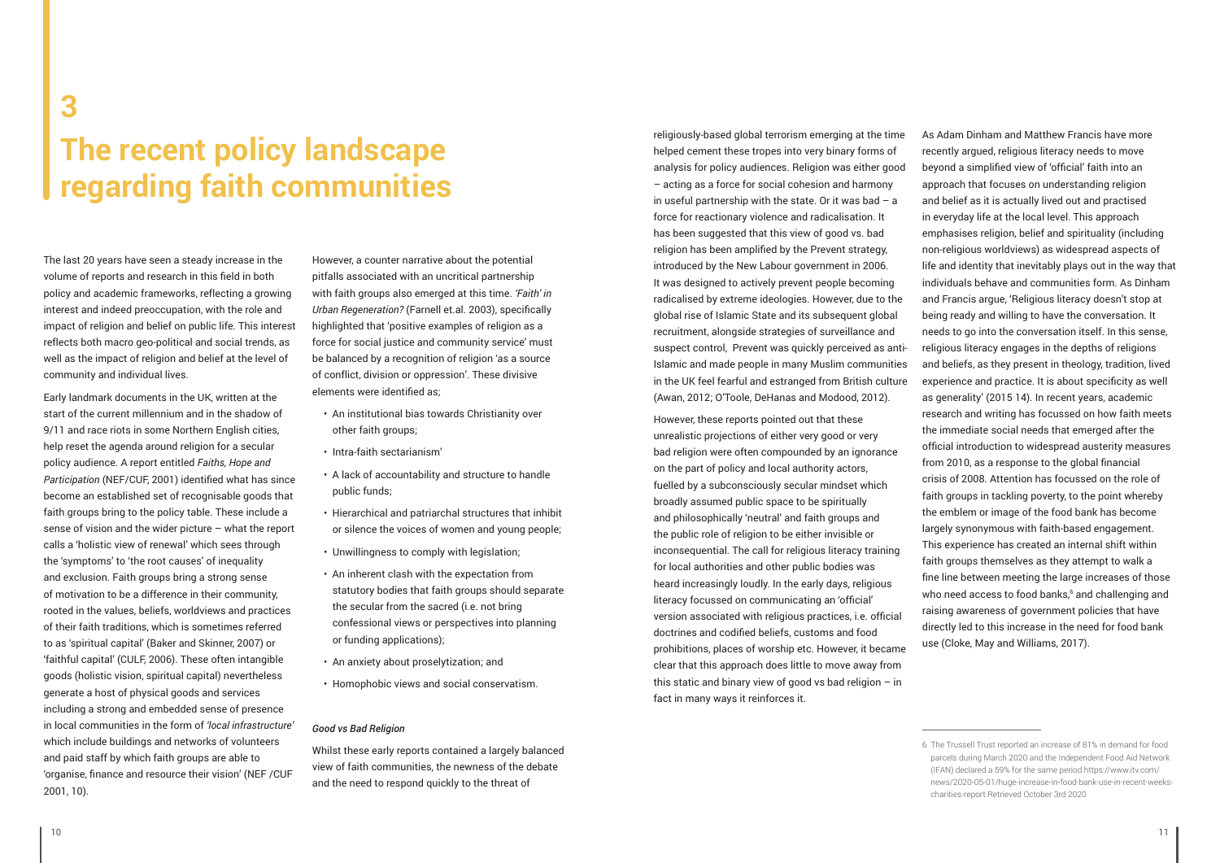# 3 The recent policy landscape regarding faith communities

The last 20 years have seen a steady increase in the volume of reports and research in this field in both policy and academic frameworks, reflecting a growing interest and indeed preoccupation, with the role and impact of religion and belief on public life. This interest reflects both macro geo-political and social trends, as well as the impact of religion and belief at the level of community and individual lives.

Early landmark documents in the UK, written at the start of the current millennium and in the shadow of 9/11 and race riots in some Northern English cities, help reset the agenda around religion for a secular policy audience. A report entitled *Faiths, Hope and Participation* (NEF/CUF, 2001) identified what has since become an established set of recognisable goods that faith groups bring to the policy table. These include a sense of vision and the wider picture – what the report calls a 'holistic view of renewal' which sees through the 'symptoms' to 'the root causes' of inequality and exclusion. Faith groups bring a strong sense of motivation to be a difference in their community, rooted in the values, beliefs, worldviews and practices of their faith traditions, which is sometimes referred to as 'spiritual capital' (Baker and Skinner, 2007) or 'faithful capital' (CULF, 2006). These often intangible goods (holistic vision, spiritual capital) nevertheless generate a host of physical goods and services including a strong and embedded sense of presence in local communities in the form of *'local infrastructure'* which include buildings and networks of volunteers and paid staff by which faith groups are able to 'organise, finance and resource their vision' (NEF /CUF 2001, 10).

However, a counter narrative about the potential pitfalls associated with an uncritical partnership with faith groups also emerged at this time. *'Faith' in Urban Regeneration?* (Farnell et.al. 2003), specifically highlighted that 'positive examples of religion as a force for social justice and community service' must be balanced by a recognition of religion 'as a source of conflict, division or oppression'. These divisive elements were identified as;

- An institutional bias towards Christianity over other faith groups;
- Intra-faith sectarianism'
- A lack of accountability and structure to handle public funds;
- Hierarchical and patriarchal structures that inhibit or silence the voices of women and young people;
- Unwillingness to comply with legislation;
- An inherent clash with the expectation from statutory bodies that faith groups should separate the secular from the sacred (i.e. not bring confessional views or perspectives into planning or funding applications);
- An anxiety about proselytization; and
- Homophobic views and social conservatism.

### *Good vs Bad Religion*

Whilst these early reports contained a largely balanced view of faith communities, the newness of the debate and the need to respond quickly to the threat of religiously-based global terrorism emerging at the time helped cement these tropes into very binary forms of analysis for policy audiences. Religion was either good – acting as a force for social cohesion and harmony in useful partnership with the state. Or it was bad – a force for reactionary violence and radicalisation. It has been suggested that this view of good vs. bad religion has been amplified by the Prevent strategy, introduced by the New Labour government in 2006. It was designed to actively prevent people becoming radicalised by extreme ideologies. However, due to the global rise of Islamic State and its subsequent global recruitment, alongside strategies of surveillance and suspect control, Prevent was quickly perceived as anti-Islamic and made people in many Muslim communities in the UK feel fearful and estranged from British culture (Awan, 2012; O'Toole, DeHanas and Modood, 2012).

However, these reports pointed out that these unrealistic projections of either very good or very bad religion were often compounded by an ignorance on the part of policy and local authority actors, fuelled by a subconsciously secular mindset which broadly assumed public space to be spiritually and philosophically 'neutral' and faith groups and the public role of religion to be either invisible or inconsequential. The call for religious literacy training for local authorities and other public bodies was heard increasingly loudly. In the early days, religious literacy focussed on communicating an 'official' version associated with religious practices, i.e. official doctrines and codified beliefs, customs and food prohibitions, places of worship etc. However, it became clear that this approach does little to move away from this static and binary view of good vs bad religion – in fact in many ways it reinforces it.

As Adam Dinham and Matthew Francis have more recently argued, religious literacy needs to move beyond a simplified view of 'official' faith into an approach that focuses on understanding religion and belief as it is actually lived out and practised in everyday life at the local level. This approach emphasises religion, belief and spirituality (including non-religious worldviews) as widespread aspects of life and identity that inevitably plays out in the way that individuals behave and communities form. As Dinham and Francis argue, 'Religious literacy doesn't stop at being ready and willing to have the conversation. It needs to go into the conversation itself. In this sense, religious literacy engages in the depths of religions and beliefs, as they present in theology, tradition, lived experience and practice. It is about specificity as well as generality' (2015 14). In recent years, academic research and writing has focussed on how faith meets the immediate social needs that emerged after the official introduction to widespread austerity measures from 2010, as a response to the global financial crisis of 2008. Attention has focussed on the role of faith groups in tackling poverty, to the point whereby the emblem or image of the food bank has become largely synonymous with faith-based engagement. This experience has created an internal shift within faith groups themselves as they attempt to walk a fine line between meeting the large increases of those who need access to food banks,[6] and challenging and raising awareness of government policies that have directly led to this increase in the need for food bank use (Cloke, May and Williams, 2017).

---

6 The Trussell Trust reported an increase of 81% in demand for food parcels during March 2020 and the Independent Food Aid Network (IFAN) declared a 59% for the same period https://www.itv.com/news/2020-05-01/huge-increase-in-food-bank-use-in-recent-weeks-charities-report Retrieved October 3rd 2020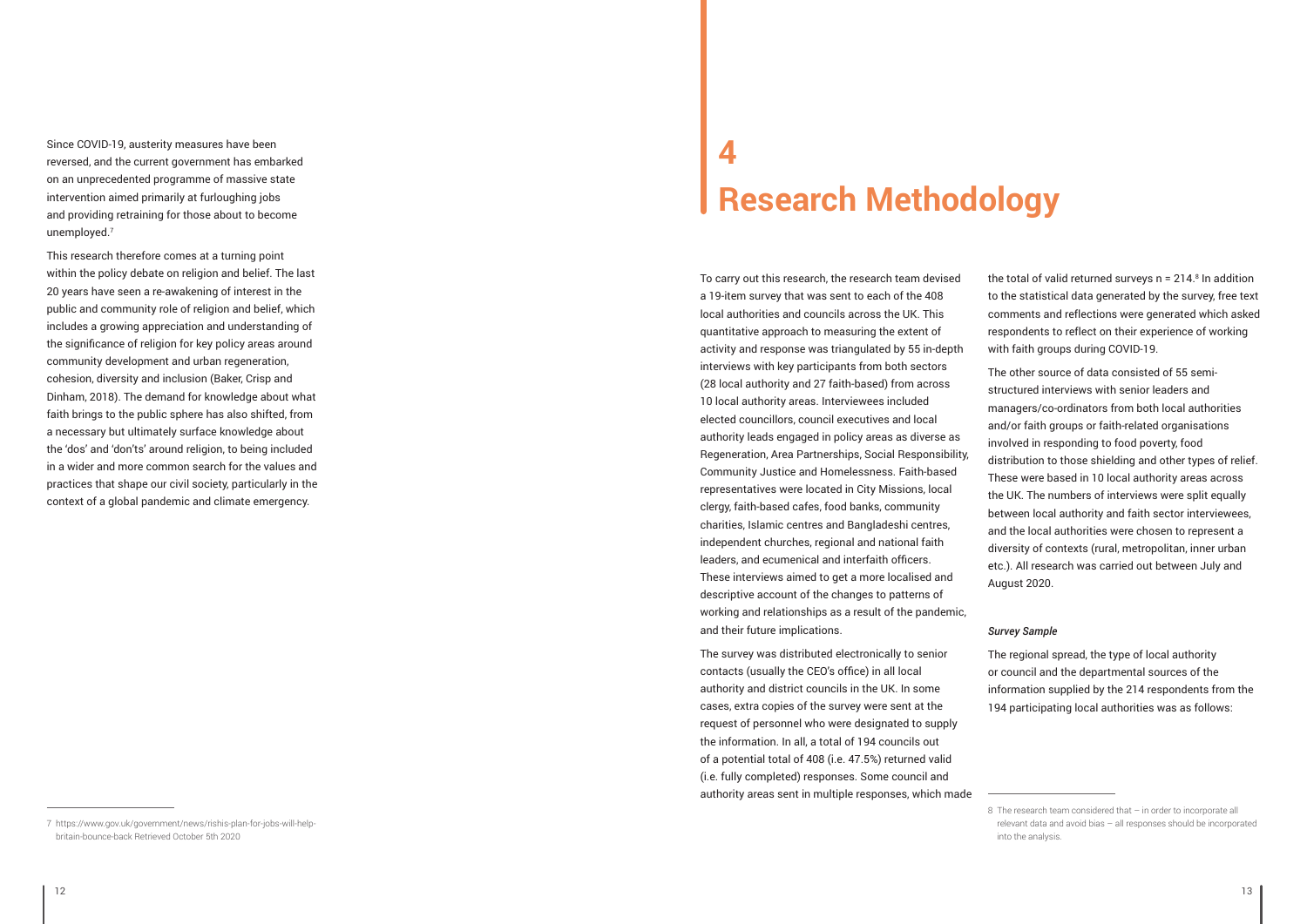Since COVID-19, austerity measures have been reversed, and the current government has embarked on an unprecedented programme of massive state intervention aimed primarily at furloughing jobs and providing retraining for those about to become unemployed.[7]

This research therefore comes at a turning point within the policy debate on religion and belief. The last 20 years have seen a re-awakening of interest in the public and community role of religion and belief, which includes a growing appreciation and understanding of the significance of religion for key policy areas around community development and urban regeneration, cohesion, diversity and inclusion (Baker, Crisp and Dinham, 2018). The demand for knowledge about what faith brings to the public sphere has also shifted, from a necessary but ultimately surface knowledge about the 'dos' and 'don'ts' around religion, to being included in a wider and more common search for the values and practices that shape our civil society, particularly in the context of a global pandemic and climate emergency.

7 https://www.gov.uk/government/news/rishis-plan-for-jobs-will-help-britain-bounce-back Retrieved October 5th 2020

# 4 Research Methodology

To carry out this research, the research team devised a 19-item survey that was sent to each of the 408 local authorities and councils across the UK. This quantitative approach to measuring the extent of activity and response was triangulated by 55 in-depth interviews with key participants from both sectors (28 local authority and 27 faith-based) from across 10 local authority areas. Interviewees included elected councillors, council executives and local authority leads engaged in policy areas as diverse as Regeneration, Area Partnerships, Social Responsibility, Community Justice and Homelessness. Faith-based representatives were located in City Missions, local clergy, faith-based cafes, food banks, community charities, Islamic centres and Bangladeshi centres, independent churches, regional and national faith leaders, and ecumenical and interfaith officers. These interviews aimed to get a more localised and descriptive account of the changes to patterns of working and relationships as a result of the pandemic, and their future implications.

The survey was distributed electronically to senior contacts (usually the CEO's office) in all local authority and district councils in the UK. In some cases, extra copies of the survey were sent at the request of personnel who were designated to supply the information. In all, a total of 194 councils out of a potential total of 408 (i.e. 47.5%) returned valid (i.e. fully completed) responses. Some council and authority areas sent in multiple responses, which made the total of valid returned surveys n = 214.[8] In addition to the statistical data generated by the survey, free text comments and reflections were generated which asked respondents to reflect on their experience of working with faith groups during COVID-19.

The other source of data consisted of 55 semi-structured interviews with senior leaders and managers/co-ordinators from both local authorities and/or faith groups or faith-related organisations involved in responding to food poverty, food distribution to those shielding and other types of relief. These were based in 10 local authority areas across the UK. The numbers of interviews were split equally between local authority and faith sector interviewees, and the local authorities were chosen to represent a diversity of contexts (rural, metropolitan, inner urban etc.). All research was carried out between July and August 2020.

*Survey Sample*

The regional spread, the type of local authority or council and the departmental sources of the information supplied by the 214 respondents from the 194 participating local authorities was as follows:

8 The research team considered that – in order to incorporate all relevant data and avoid bias – all responses should be incorporated into the analysis.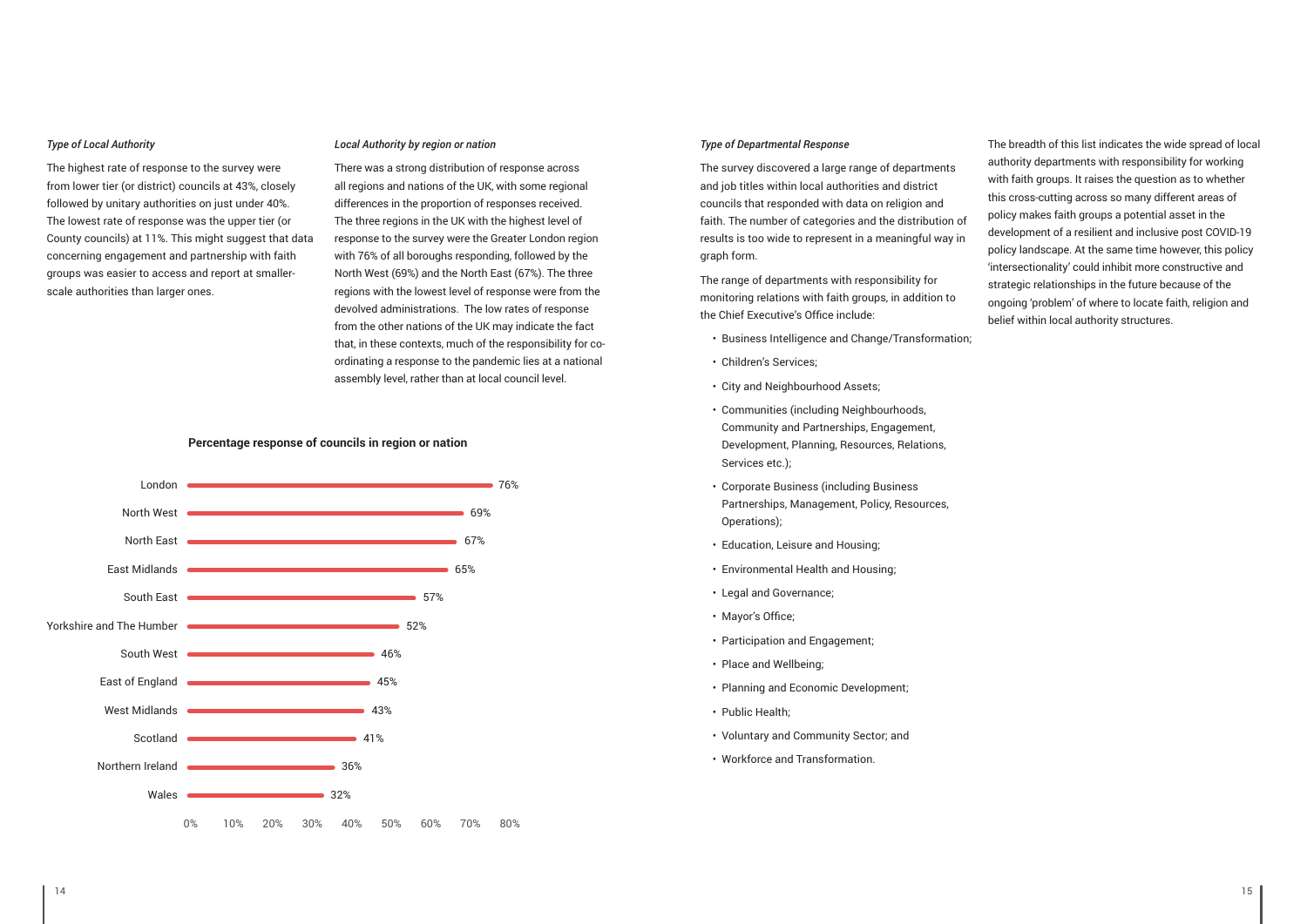### *Type of Local Authority*

The highest rate of response to the survey were from lower tier (or district) councils at 43%, closely followed by unitary authorities on just under 40%. The lowest rate of response was the upper tier (or County councils) at 11%. This might suggest that data concerning engagement and partnership with faith groups was easier to access and report at smaller-scale authorities than larger ones.

### *Local Authority by region or nation*

There was a strong distribution of response across all regions and nations of the UK, with some regional differences in the proportion of responses received. The three regions in the UK with the highest level of response to the survey were the Greater London region with 76% of all boroughs responding, followed by the North West (69%) and the North East (67%). The three regions with the lowest level of response were from the devolved administrations. The low rates of response from the other nations of the UK may indicate the fact that, in these contexts, much of the responsibility for co-ordinating a response to the pandemic lies at a national assembly level, rather than at local council level.

**Percentage response of councils in region or nation**

| Region or nation | Percentage response |
|---|---|
| London | 76% |
| North West | 69% |
| North East | 67% |
| East Midlands | 65% |
| South East | 57% |
| Yorkshire and The Humber | 52% |
| South West | 46% |
| East of England | 45% |
| West Midlands | 43% |
| Scotland | 41% |
| Northern Ireland | 36% |
| Wales | 32% |

### *Type of Departmental Response*

The survey discovered a large range of departments and job titles within local authorities and district councils that responded with data on religion and faith. The number of categories and the distribution of results is too wide to represent in a meaningful way in graph form.

The range of departments with responsibility for monitoring relations with faith groups, in addition to the Chief Executive's Office include:

- Business Intelligence and Change/Transformation;
- Children's Services;
- City and Neighbourhood Assets;
- Communities (including Neighbourhoods, Community and Partnerships, Engagement, Development, Planning, Resources, Relations, Services etc.);
- Corporate Business (including Business Partnerships, Management, Policy, Resources, Operations);
- Education, Leisure and Housing;
- Environmental Health and Housing;
- Legal and Governance;
- Mayor's Office;
- Participation and Engagement;
- Place and Wellbeing;
- Planning and Economic Development;
- Public Health;
- Voluntary and Community Sector; and
- Workforce and Transformation.

The breadth of this list indicates the wide spread of local authority departments with responsibility for working with faith groups. It raises the question as to whether this cross-cutting across so many different areas of policy makes faith groups a potential asset in the development of a resilient and inclusive post COVID-19 policy landscape. At the same time however, this policy 'intersectionality' could inhibit more constructive and strategic relationships in the future because of the ongoing 'problem' of where to locate faith, religion and belief within local authority structures.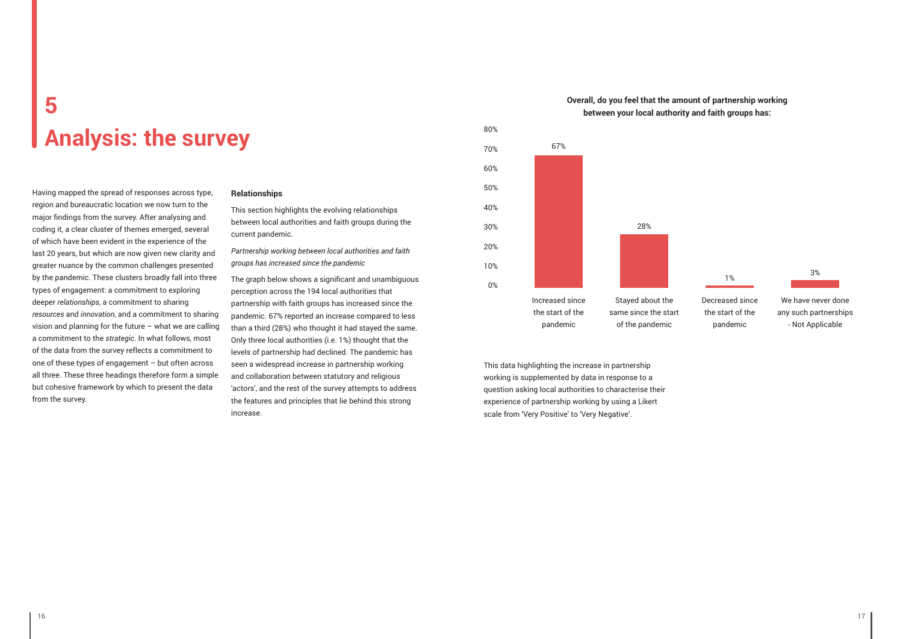# 5
# Analysis: the survey

Having mapped the spread of responses across type, region and bureaucratic location we now turn to the major findings from the survey. After analysing and coding it, a clear cluster of themes emerged, several of which have been evident in the experience of the last 20 years, but which are now given new clarity and greater nuance by the common challenges presented by the pandemic. These clusters broadly fall into three types of engagement: a commitment to exploring deeper *relationships*, a commitment to sharing *resources* and *innovation*, and a commitment to sharing vision and planning for the future – what we are calling a commitment to the *strategic*. In what follows, most of the data from the survey reflects a commitment to one of these types of engagement – but often across all three. These three headings therefore form a simple but cohesive framework by which to present the data from the survey.

**Relationships**

This section highlights the evolving relationships between local authorities and faith groups during the current pandemic.

*Partnership working between local authorities and faith groups has increased since the pandemic*

The graph below shows a significant and unambiguous perception across the 194 local authorities that partnership with faith groups has increased since the pandemic. 67% reported an increase compared to less than a third (28%) who thought it had stayed the same. Only three local authorities (i.e. 1%) thought that the levels of partnership had declined. The pandemic has seen a widespread increase in partnership working and collaboration between statutory and religious 'actors', and the rest of the survey attempts to address the features and principles that lie behind this strong increase.

**Overall, do you feel that the amount of partnership working between your local authority and faith groups has:**

| Response | Percentage |
|---|---|
| Increased since the start of the pandemic | 67% |
| Stayed about the same since the start of the pandemic | 28% |
| Decreased since the start of the pandemic | 1% |
| We have never done any such partnerships - Not Applicable | 3% |

This data highlighting the increase in partnership working is supplemented by data in response to a question asking local authorities to characterise their experience of partnership working by using a Likert scale from 'Very Positive' to 'Very Negative'.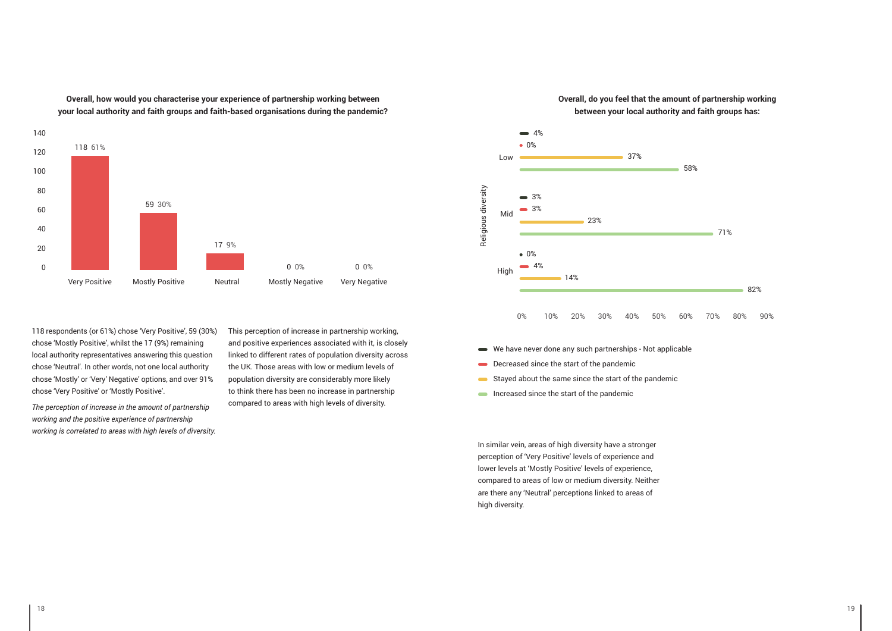**Overall, how would you characterise your experience of partnership working between your local authority and faith groups and faith-based organisations during the pandemic?**

| Response | Count | % |
|---|---|---|
| Very Positive | 118 | 61% |
| Mostly Positive | 59 | 30% |
| Neutral | 17 | 9% |
| Mostly Negative | 0 | 0% |
| Very Negative | 0 | 0% |

118 respondents (or 61%) chose 'Very Positive', 59 (30%) chose 'Mostly Positive', whilst the 17 (9%) remaining local authority representatives answering this question chose 'Neutral'. In other words, not one local authority chose 'Mostly' or 'Very' Negative' options, and over 91% chose 'Very Positive' or 'Mostly Positive'.

*The perception of increase in the amount of partnership working and the positive experience of partnership working is correlated to areas with high levels of diversity.*

This perception of increase in partnership working, and positive experiences associated with it, is closely linked to different rates of population diversity across the UK. Those areas with low or medium levels of population diversity are considerably more likely to think there has been no increase in partnership compared to areas with high levels of diversity.

**Overall, do you feel that the amount of partnership working between your local authority and faith groups has:**

| Religious diversity | We have never done any such partnerships - Not applicable | Decreased since the start of the pandemic | Stayed about the same since the start of the pandemic | Increased since the start of the pandemic |
|---|---|---|---|---|
| Low | 4% | 0% | 37% | 58% |
| Mid | 3% | 3% | 23% | 71% |
| High | 0% | 4% | 14% | 82% |

In similar vein, areas of high diversity have a stronger perception of 'Very Positive' levels of experience and lower levels at 'Mostly Positive' levels of experience, compared to areas of low or medium diversity. Neither are there any 'Neutral' perceptions linked to areas of high diversity.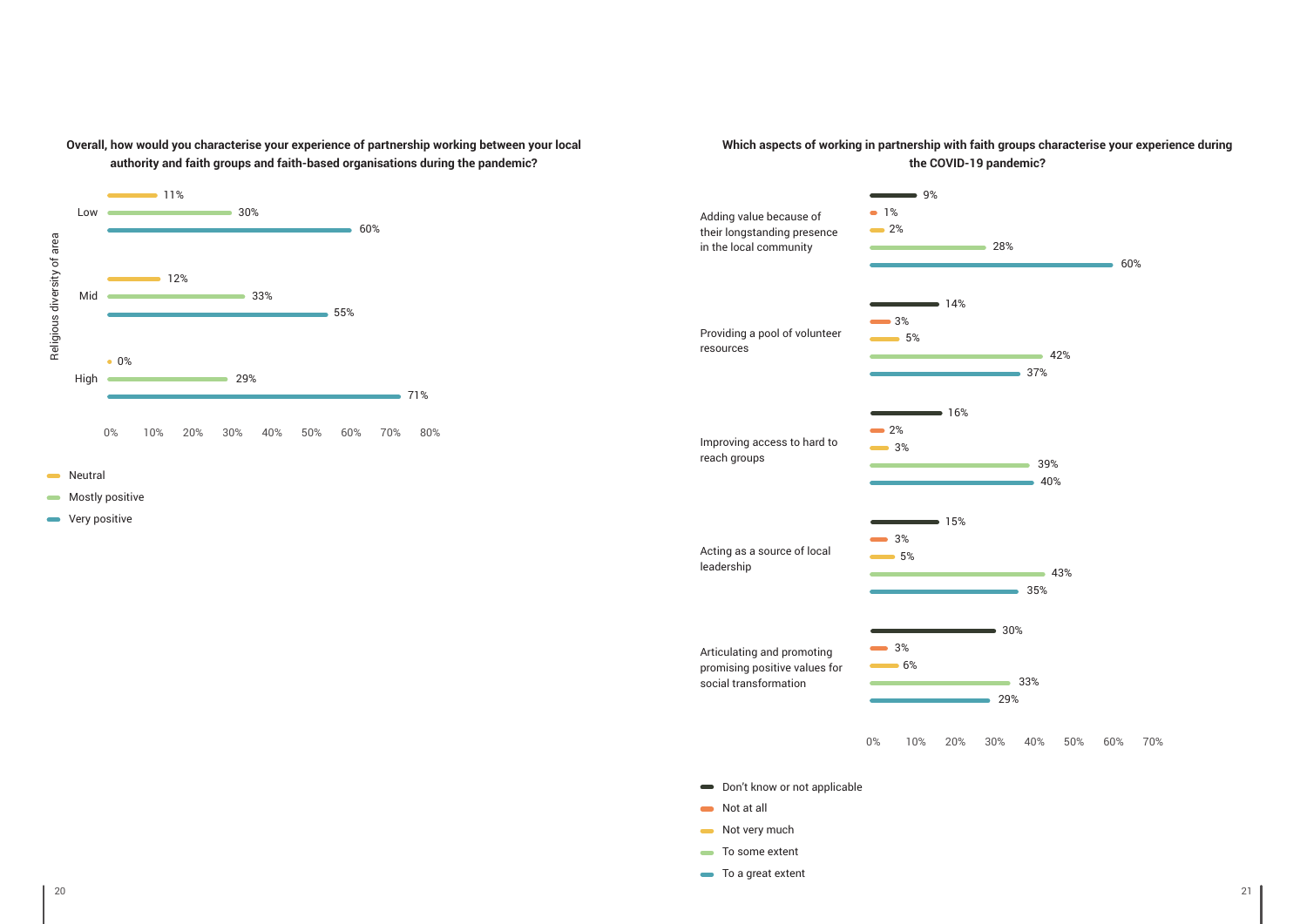**Overall, how would you characterise your experience of partnership working between your local authority and faith groups and faith-based organisations during the pandemic?**

| Religious diversity of area | Neutral | Mostly positive | Very positive |
|---|---|---|---|
| Low | 11% | 30% | 60% |
| Mid | 12% | 33% | 55% |
| High | 0% | 29% | 71% |

**Which aspects of working in partnership with faith groups characterise your experience during the COVID-19 pandemic?**

| Aspect | Don't know or not applicable | Not at all | Not very much | To some extent | To a great extent |
|---|---|---|---|---|---|
| Adding value because of their longstanding presence in the local community | 9% | 1% | 2% | 28% | 60% |
| Providing a pool of volunteer resources | 14% | 3% | 5% | 42% | 37% |
| Improving access to hard to reach groups | 16% | 2% | 3% | 39% | 40% |
| Acting as a source of local leadership | 15% | 3% | 5% | 43% | 35% |
| Articulating and promoting promising positive values for social transformation | 30% | 3% | 6% | 33% | 29% |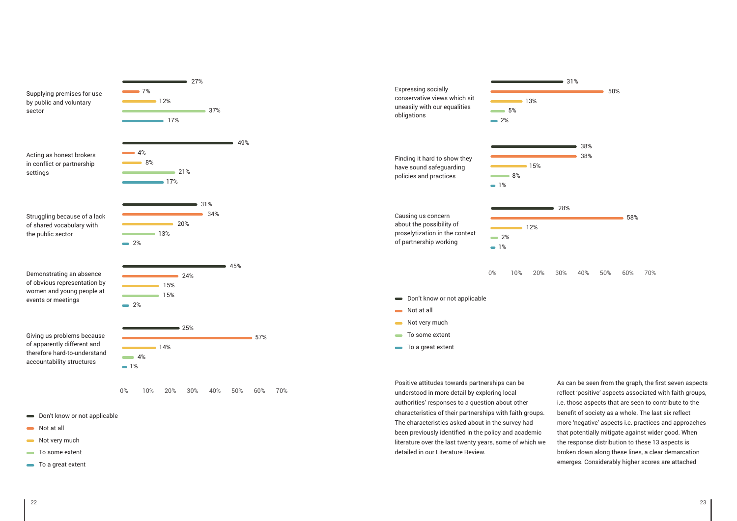| Aspect | Don't know or not applicable | Not at all | Not very much | To some extent | To a great extent |
|---|---|---|---|---|---|
| Supplying premises for use by public and voluntary sector | 27% | 7% | 12% | 37% | 17% |
| Acting as honest brokers in conflict or partnership settings | 49% | 4% | 8% | 21% | 17% |
| Struggling because of a lack of shared vocabulary with the public sector | 31% | 34% | 20% | 13% | 2% |
| Demonstrating an absence of obvious representation by women and young people at events or meetings | 45% | 24% | 15% | 15% | 2% |
| Giving us problems because of apparently different and therefore hard-to-understand accountability structures | 25% | 57% | 14% | 4% | 1% |
| Expressing socially conservative views which sit uneasily with our equalities obligations | 31% | 50% | 13% | 5% | 2% |
| Finding it hard to show they have sound safeguarding policies and practices | 38% | 38% | 15% | 8% | 1% |
| Causing us concern about the possibility of proselytization in the context of partnership working | 28% | 58% | 12% | 2% | 1% |

Positive attitudes towards partnerships can be understood in more detail by exploring local authorities' responses to a question about other characteristics of their partnerships with faith groups. The characteristics asked about in the survey had been previously identified in the policy and academic literature over the last twenty years, some of which we detailed in our Literature Review.

As can be seen from the graph, the first seven aspects reflect 'positive' aspects associated with faith groups, i.e. those aspects that are seen to contribute to the benefit of society as a whole. The last six reflect more 'negative' aspects i.e. practices and approaches that potentially mitigate against wider good. When the response distribution to these 13 aspects is broken down along these lines, a clear demarcation emerges. Considerably higher scores are attached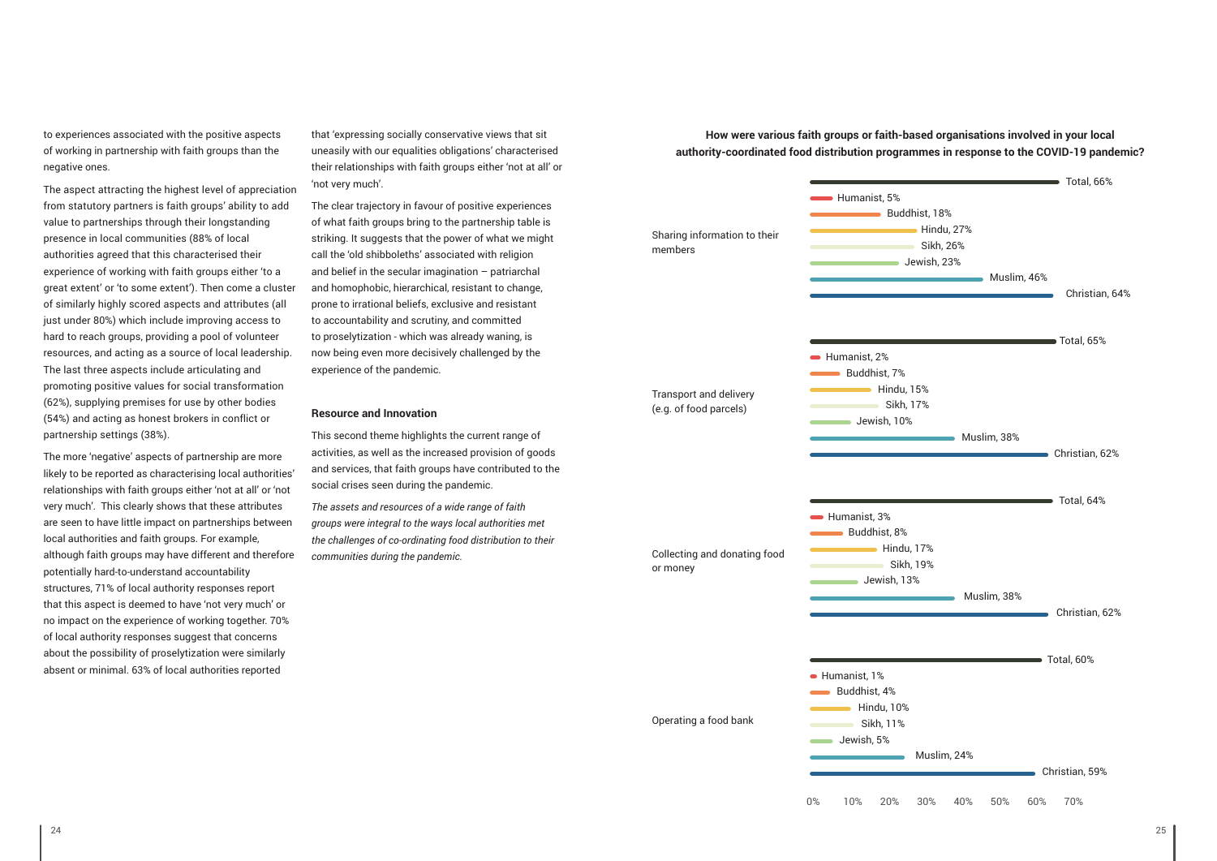to experiences associated with the positive aspects of working in partnership with faith groups than the negative ones.

The aspect attracting the highest level of appreciation from statutory partners is faith groups' ability to add value to partnerships through their longstanding presence in local communities (88% of local authorities agreed that this characterised their experience of working with faith groups either 'to a great extent' or 'to some extent'). Then come a cluster of similarly highly scored aspects and attributes (all just under 80%) which include improving access to hard to reach groups, providing a pool of volunteer resources, and acting as a source of local leadership. The last three aspects include articulating and promoting positive values for social transformation (62%), supplying premises for use by other bodies (54%) and acting as honest brokers in conflict or partnership settings (38%).

The more 'negative' aspects of partnership are more likely to be reported as characterising local authorities' relationships with faith groups either 'not at all' or 'not very much'. This clearly shows that these attributes are seen to have little impact on partnerships between local authorities and faith groups. For example, although faith groups may have different and therefore potentially hard-to-understand accountability structures, 71% of local authority responses report that this aspect is deemed to have 'not very much' or no impact on the experience of working together. 70% of local authority responses suggest that concerns about the possibility of proselytization were similarly absent or minimal. 63% of local authorities reported that 'expressing socially conservative views that sit uneasily with our equalities obligations' characterised their relationships with faith groups either 'not at all' or 'not very much'.

The clear trajectory in favour of positive experiences of what faith groups bring to the partnership table is striking. It suggests that the power of what we might call the 'old shibboleths' associated with religion and belief in the secular imagination – patriarchal and homophobic, hierarchical, resistant to change, prone to irrational beliefs, exclusive and resistant to accountability and scrutiny, and committed to proselytization - which was already waning, is now being even more decisively challenged by the experience of the pandemic.

### Resource and Innovation

This second theme highlights the current range of activities, as well as the increased provision of goods and services, that faith groups have contributed to the social crises seen during the pandemic.

*The assets and resources of a wide range of faith groups were integral to the ways local authorities met the challenges of co-ordinating food distribution to their communities during the pandemic.*

**How were various faith groups or faith-based organisations involved in your local authority-coordinated food distribution programmes in response to the COVID-19 pandemic?**

| Activity | Total | Humanist | Buddhist | Hindu | Sikh | Jewish | Muslim | Christian |
|---|---|---|---|---|---|---|---|---|
| Sharing information to their members | 66% | 5% | 18% | 27% | 26% | 23% | 46% | 64% |
| Transport and delivery (e.g. of food parcels) | 65% | 2% | 7% | 15% | 17% | 10% | 38% | 62% |
| Collecting and donating food or money | 64% | 3% | 8% | 17% | 19% | 13% | 38% | 62% |
| Operating a food bank | 60% | 1% | 4% | 10% | 11% | 5% | 24% | 59% |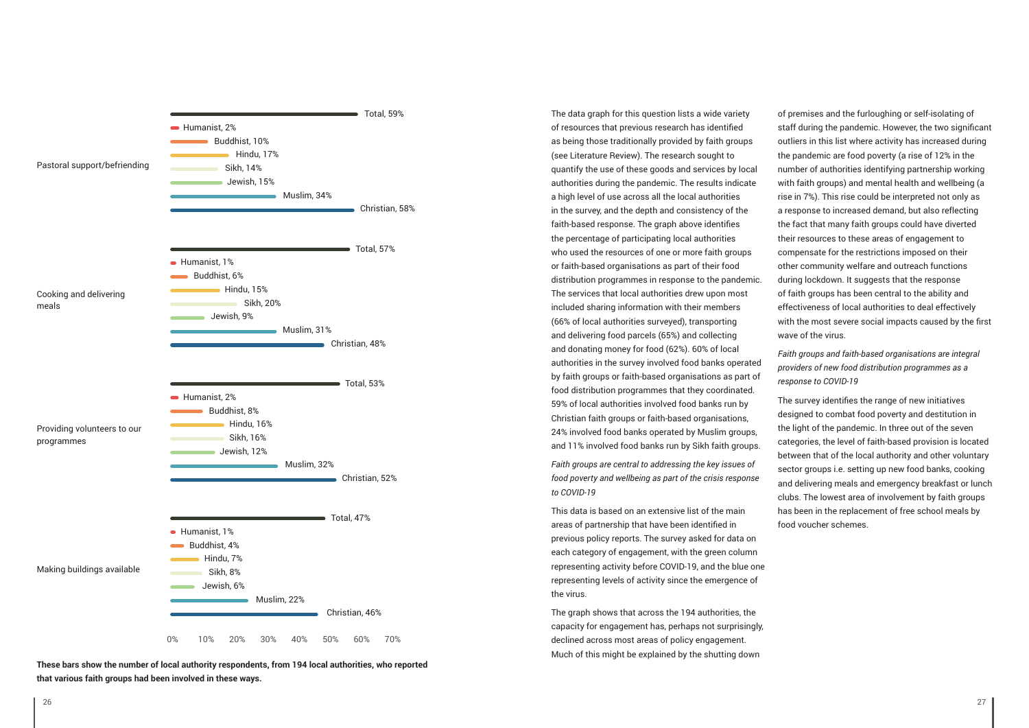| | Total | Humanist | Buddhist | Hindu | Sikh | Jewish | Muslim | Christian |
|---|---|---|---|---|---|---|---|---|
| Pastoral support/befriending | 59% | 2% | 10% | 17% | 14% | 15% | 34% | 58% |
| Cooking and delivering meals | 57% | 1% | 6% | 15% | 20% | 9% | 31% | 48% |
| Providing volunteers to our programmes | 53% | 2% | 8% | 16% | 16% | 12% | 32% | 52% |
| Making buildings available | 47% | 1% | 4% | 7% | 8% | 6% | 22% | 46% |

**These bars show the number of local authority respondents, from 194 local authorities, who reported that various faith groups had been involved in these ways.**

The data graph for this question lists a wide variety of resources that previous research has identified as being those traditionally provided by faith groups (see Literature Review). The research sought to quantify the use of these goods and services by local authorities during the pandemic. The results indicate a high level of use across all the local authorities in the survey, and the depth and consistency of the faith-based response. The graph above identifies the percentage of participating local authorities who used the resources of one or more faith groups or faith-based organisations as part of their food distribution programmes in response to the pandemic. The services that local authorities drew upon most included sharing information with their members (66% of local authorities surveyed), transporting and delivering food parcels (65%) and collecting and donating money for food (62%). 60% of local authorities in the survey involved food banks operated by faith groups or faith-based organisations as part of food distribution programmes that they coordinated. 59% of local authorities involved food banks run by Christian faith groups or faith-based organisations, 24% involved food banks operated by Muslim groups, and 11% involved food banks run by Sikh faith groups.

*Faith groups are central to addressing the key issues of food poverty and wellbeing as part of the crisis response to COVID-19*

This data is based on an extensive list of the main areas of partnership that have been identified in previous policy reports. The survey asked for data on each category of engagement, with the green column representing activity before COVID-19, and the blue one representing levels of activity since the emergence of the virus.

The graph shows that across the 194 authorities, the capacity for engagement has, perhaps not surprisingly, declined across most areas of policy engagement. Much of this might be explained by the shutting down of premises and the furloughing or self-isolating of staff during the pandemic. However, the two significant outliers in this list where activity has increased during the pandemic are food poverty (a rise of 12% in the number of authorities identifying partnership working with faith groups) and mental health and wellbeing (a rise in 7%). This rise could be interpreted not only as a response to increased demand, but also reflecting the fact that many faith groups could have diverted their resources to these areas of engagement to compensate for the restrictions imposed on their other community welfare and outreach functions during lockdown. It suggests that the response of faith groups has been central to the ability and effectiveness of local authorities to deal effectively with the most severe social impacts caused by the first wave of the virus.

*Faith groups and faith-based organisations are integral providers of new food distribution programmes as a response to COVID-19*

The survey identifies the range of new initiatives designed to combat food poverty and destitution in the light of the pandemic. In three out of the seven categories, the level of faith-based provision is located between that of the local authority and other voluntary sector groups i.e. setting up new food banks, cooking and delivering meals and emergency breakfast or lunch clubs. The lowest area of involvement by faith groups has been in the replacement of free school meals by food voucher schemes.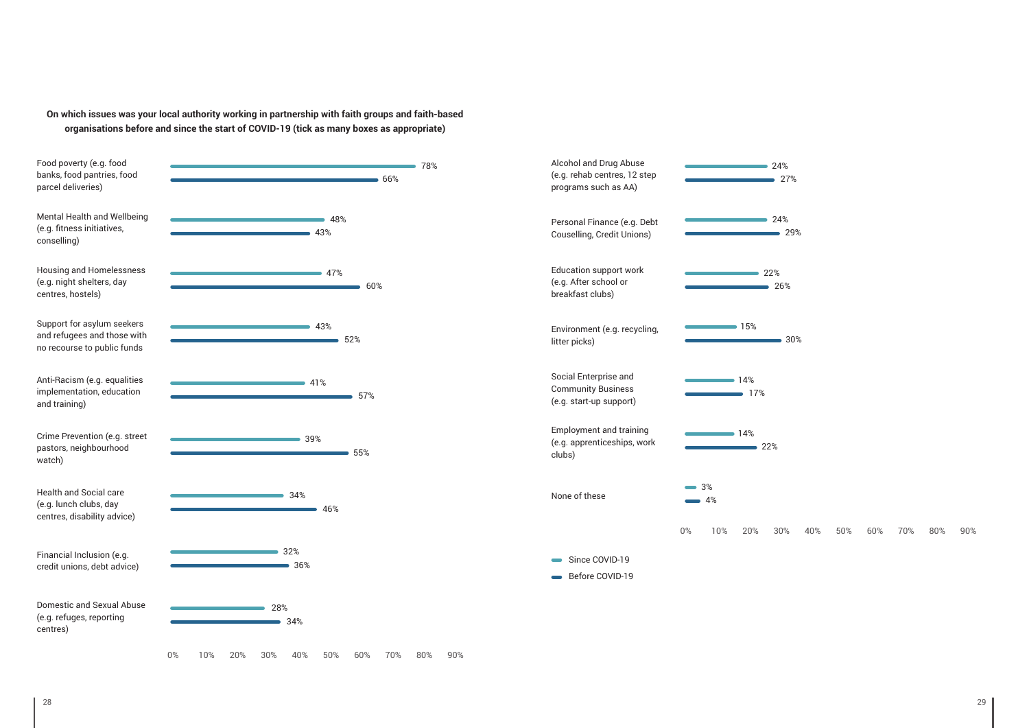**On which issues was your local authority working in partnership with faith groups and faith-based organisations before and since the start of COVID-19 (tick as many boxes as appropriate)**

| Issue | Since COVID-19 | Before COVID-19 |
| --- | --- | --- |
| Food poverty (e.g. food banks, food pantries, food parcel deliveries) | 78% | 66% |
| Mental Health and Wellbeing (e.g. fitness initiatives, conselling) | 48% | 43% |
| Housing and Homelessness (e.g. night shelters, day centres, hostels) | 47% | 60% |
| Support for asylum seekers and refugees and those with no recourse to public funds | 43% | 52% |
| Anti-Racism (e.g. equalities implementation, education and training) | 41% | 57% |
| Crime Prevention (e.g. street pastors, neighbourhood watch) | 39% | 55% |
| Health and Social care (e.g. lunch clubs, day centres, disability advice) | 34% | 46% |
| Financial Inclusion (e.g. credit unions, debt advice) | 32% | 36% |
| Domestic and Sexual Abuse (e.g. refuges, reporting centres) | 28% | 34% |
| Alcohol and Drug Abuse (e.g. rehab centres, 12 step programs such as AA) | 24% | 27% |
| Personal Finance (e.g. Debt Couselling, Credit Unions) | 24% | 29% |
| Education support work (e.g. After school or breakfast clubs) | 22% | 26% |
| Environment (e.g. recycling, litter picks) | 15% | 30% |
| Social Enterprise and Community Business (e.g. start-up support) | 14% | 17% |
| Employment and training (e.g. apprenticeships, work clubs) | 14% | 22% |
| None of these | 3% | 4% |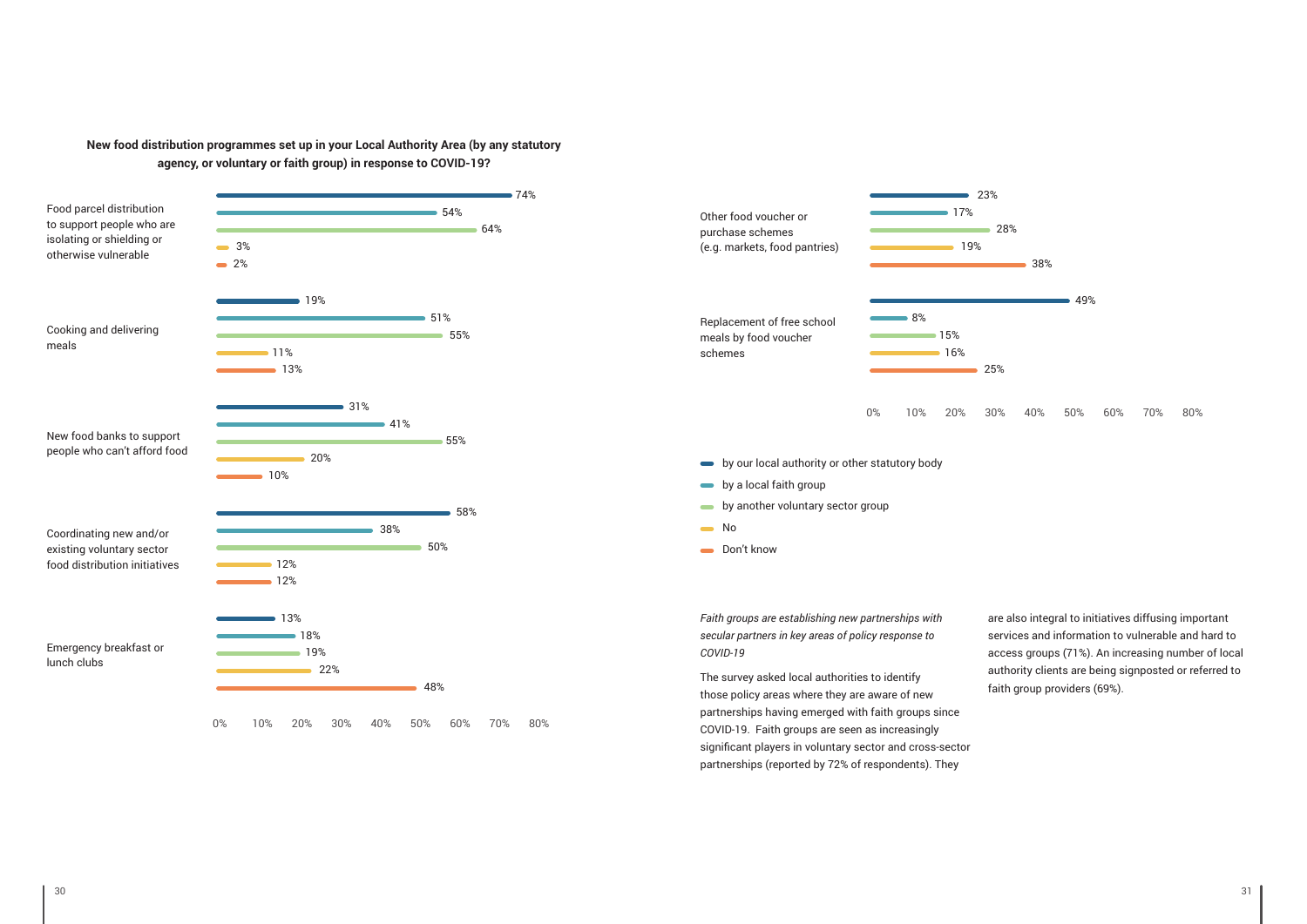**New food distribution programmes set up in your Local Authority Area (by any statutory agency, or voluntary or faith group) in response to COVID-19?**

| | by our local authority or other statutory body | by a local faith group | by another voluntary sector group | No | Don't know |
|---|---|---|---|---|---|
| Food parcel distribution to support people who are isolating or shielding or otherwise vulnerable | 74% | 54% | 64% | 3% | 2% |
| Cooking and delivering meals | 19% | 51% | 55% | 11% | 13% |
| New food banks to support people who can't afford food | 31% | 41% | 55% | 20% | 10% |
| Coordinating new and/or existing voluntary sector food distribution initiatives | 58% | 38% | 50% | 12% | 12% |
| Emergency breakfast or lunch clubs | 13% | 18% | 19% | 22% | 48% |
| Other food voucher or purchase schemes (e.g. markets, food pantries) | 23% | 17% | 28% | 19% | 38% |
| Replacement of free school meals by food voucher schemes | 49% | 8% | 15% | 16% | 25% |

*Faith groups are establishing new partnerships with secular partners in key areas of policy response to COVID-19*

The survey asked local authorities to identify those policy areas where they are aware of new partnerships having emerged with faith groups since COVID-19. Faith groups are seen as increasingly significant players in voluntary sector and cross-sector partnerships (reported by 72% of respondents). They are also integral to initiatives diffusing important services and information to vulnerable and hard to access groups (71%). An increasing number of local authority clients are being signposted or referred to faith group providers (69%).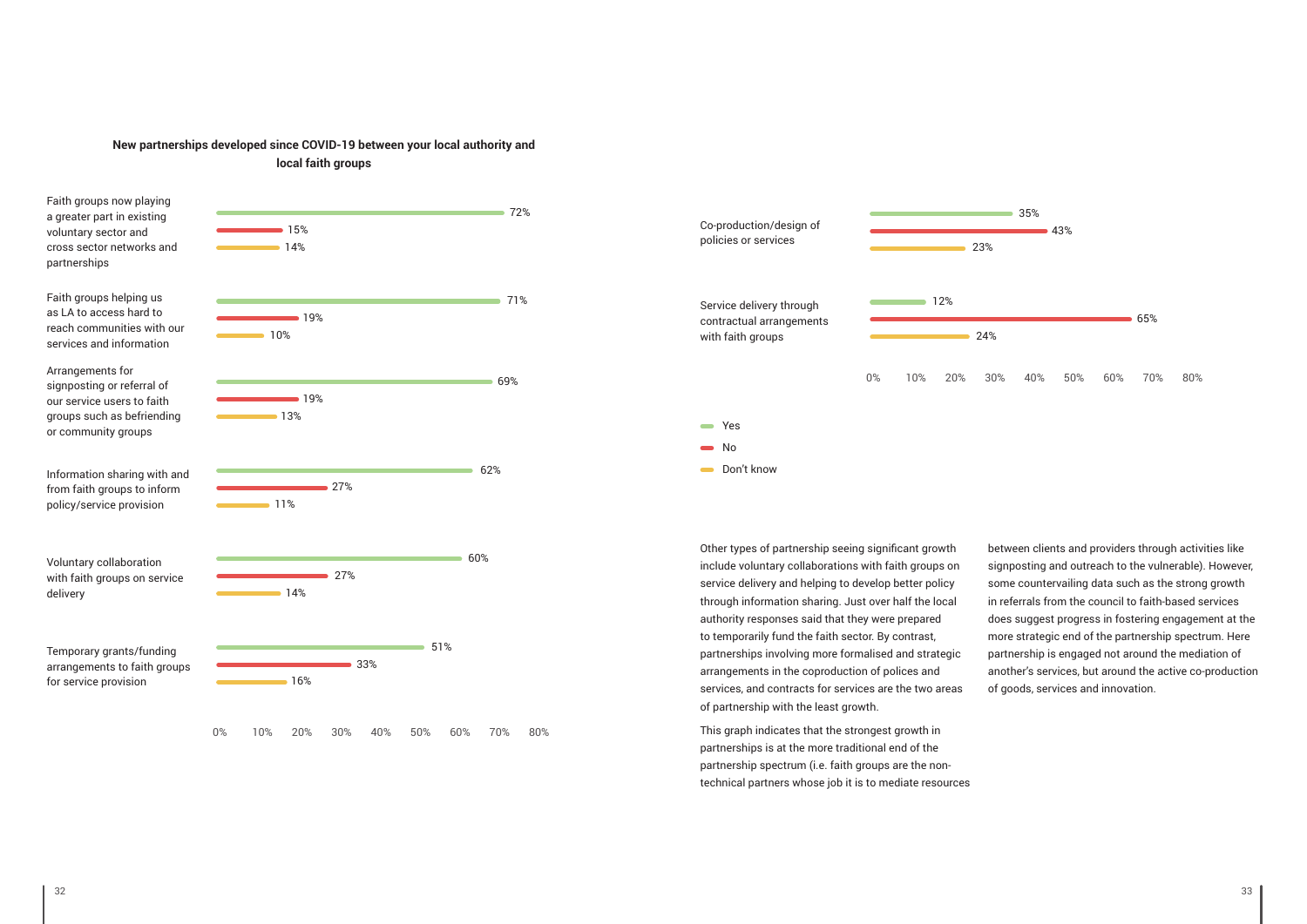**New partnerships developed since COVID-19 between your local authority and local faith groups**

| Partnership type | Yes | No | Don't know |
|---|---|---|---|
| Faith groups now playing a greater part in existing voluntary sector and cross sector networks and partnerships | 72% | 15% | 14% |
| Faith groups helping us as LA to access hard to reach communities with our services and information | 71% | 19% | 10% |
| Arrangements for signposting or referral of our service users to faith groups such as befriending or community groups | 69% | 19% | 13% |
| Information sharing with and from faith groups to inform policy/service provision | 62% | 27% | 11% |
| Voluntary collaboration with faith groups on service delivery | 60% | 27% | 14% |
| Temporary grants/funding arrangements to faith groups for service provision | 51% | 33% | 16% |
| Co-production/design of policies or services | 35% | 43% | 23% |
| Service delivery through contractual arrangements with faith groups | 12% | 65% | 24% |

Other types of partnership seeing significant growth include voluntary collaborations with faith groups on service delivery and helping to develop better policy through information sharing. Just over half the local authority responses said that they were prepared to temporarily fund the faith sector. By contrast, partnerships involving more formalised and strategic arrangements in the coproduction of polices and services, and contracts for services are the two areas of partnership with the least growth.

This graph indicates that the strongest growth in partnerships is at the more traditional end of the partnership spectrum (i.e. faith groups are the non-technical partners whose job it is to mediate resources between clients and providers through activities like signposting and outreach to the vulnerable). However, some countervailing data such as the strong growth in referrals from the council to faith-based services does suggest progress in fostering engagement at the more strategic end of the partnership spectrum. Here partnership is engaged not around the mediation of another's services, but around the active co-production of goods, services and innovation.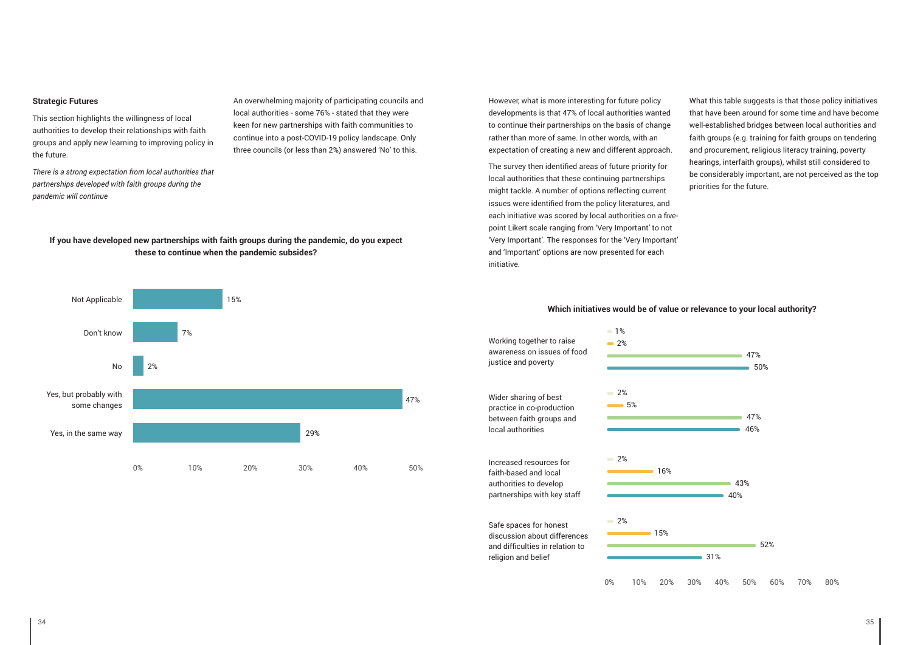## Strategic Futures

This section highlights the willingness of local authorities to develop their relationships with faith groups and apply new learning to improving policy in the future.

*There is a strong expectation from local authorities that partnerships developed with faith groups during the pandemic will continue*

An overwhelming majority of participating councils and local authorities - some 76% - stated that they were keen for new partnerships with faith communities to continue into a post-COVID-19 policy landscape. Only three councils (or less than 2%) answered 'No' to this.

**If you have developed new partnerships with faith groups during the pandemic, do you expect these to continue when the pandemic subsides?**

| Response | % |
|---|---|
| Not Applicable | 15% |
| Don't know | 7% |
| No | 2% |
| Yes, but probably with some changes | 47% |
| Yes, in the same way | 29% |

However, what is more interesting for future policy developments is that 47% of local authorities wanted to continue their partnerships on the basis of change rather than more of same. In other words, with an expectation of creating a new and different approach.

The survey then identified areas of future priority for local authorities that these continuing partnerships might tackle. A number of options reflecting current issues were identified from the policy literatures, and each initiative was scored by local authorities on a five-point Likert scale ranging from 'Very Important' to not 'Very Important'. The responses for the 'Very Important' and 'Important' options are now presented for each initiative.

What this table suggests is that those policy initiatives that have been around for some time and have become well-established bridges between local authorities and faith groups (e.g. training for faith groups on tendering and procurement, religious literacy training, poverty hearings, interfaith groups), whilst still considered to be considerably important, are not perceived as the top priorities for the future.

**Which initiatives would be of value or relevance to your local authority?**

| Initiative | Bar 1 | Bar 2 | Bar 3 | Bar 4 |
|---|---|---|---|---|
| Working together to raise awareness on issues of food justice and poverty | 1% | 2% | 47% | 50% |
| Wider sharing of best practice in co-production between faith groups and local authorities | 2% | 5% | 47% | 46% |
| Increased resources for faith-based and local authorities to develop partnerships with key staff | 2% | 16% | 43% | 40% |
| Safe spaces for honest discussion about differences and difficulties in relation to religion and belief | 2% | 15% | 52% | 31% |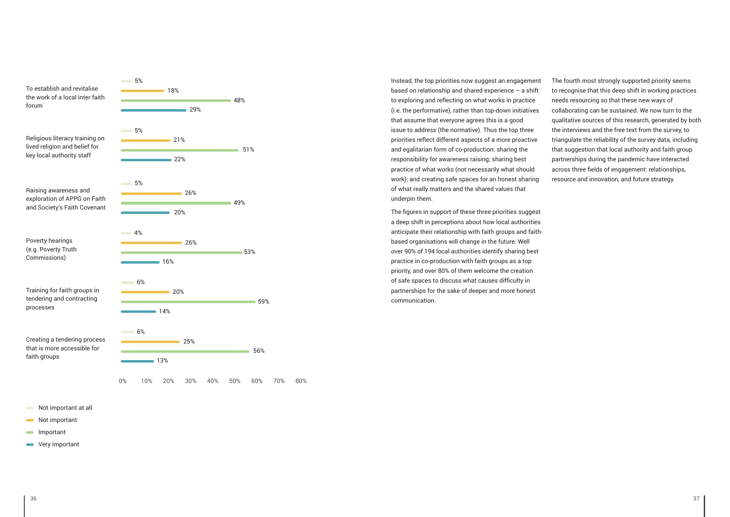| | Not important at all | Not important | Important | Very important |
|---|---|---|---|---|
| To establish and revitalise the work of a local inter faith forum | 5% | 18% | 48% | 29% |
| Religious literacy training on lived religion and belief for key local authority staff | 5% | 21% | 51% | 22% |
| Raising awareness and exploration of APPG on Faith and Society's Faith Covenant | 5% | 26% | 49% | 20% |
| Poverty hearings (e.g. Poverty Truth Commissions) | 4% | 26% | 53% | 16% |
| Training for faith groups in tendering and contracting processes | 6% | 20% | 59% | 14% |
| Creating a tendering process that is more accessible for faith groups | 6% | 25% | 56% | 13% |

Instead, the top priorities now suggest an engagement based on relationship and shared experience – a shift to exploring and reflecting on what works in practice (i.e. the performative), rather than top-down initiatives that assume that everyone agrees this is a good issue to address (the normative). Thus the top three priorities reflect different aspects of a more proactive and egalitarian form of co-production: sharing the responsibility for awareness raising; sharing best practice of what works (not necessarily what should work); and creating safe spaces for an honest sharing of what really matters and the shared values that underpin them.

The figures in support of these three priorities suggest a deep shift in perceptions about how local authorities anticipate their relationship with faith groups and faith-based organisations will change in the future. Well over 90% of 194 local authorities identify sharing best practice in co-production with faith groups as a top priority, and over 80% of them welcome the creation of safe spaces to discuss what causes difficulty in partnerships for the sake of deeper and more honest communication.

The fourth most strongly supported priority seems to recognise that this deep shift in working practices needs resourcing so that these new ways of collaborating can be sustained. We now turn to the qualitative sources of this research, generated by both the interviews and the free text from the survey, to triangulate the reliability of the survey data, including that suggestion that local authority and faith group partnerships during the pandemic have interacted across three fields of engagement: relationships, resource and innovation, and future strategy.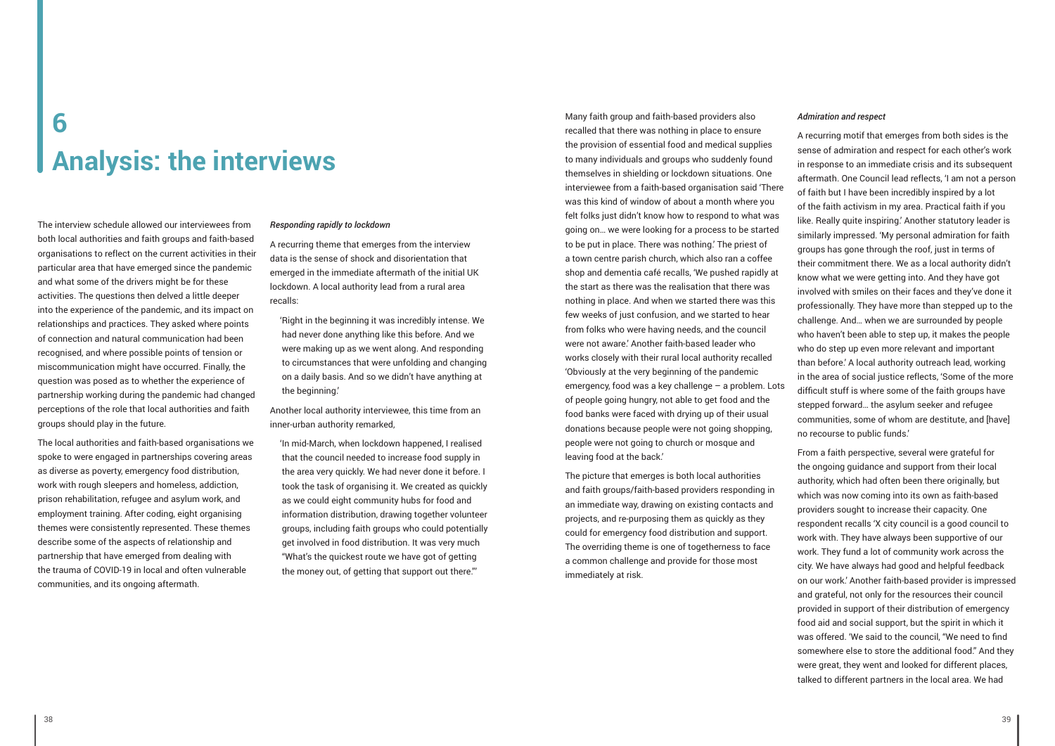# 6 Analysis: the interviews

The interview schedule allowed our interviewees from both local authorities and faith groups and faith-based organisations to reflect on the current activities in their particular area that have emerged since the pandemic and what some of the drivers might be for these activities. The questions then delved a little deeper into the experience of the pandemic, and its impact on relationships and practices. They asked where points of connection and natural communication had been recognised, and where possible points of tension or miscommunication might have occurred. Finally, the question was posed as to whether the experience of partnership working during the pandemic had changed perceptions of the role that local authorities and faith groups should play in the future.

The local authorities and faith-based organisations we spoke to were engaged in partnerships covering areas as diverse as poverty, emergency food distribution, work with rough sleepers and homeless, addiction, prison rehabilitation, refugee and asylum work, and employment training. After coding, eight organising themes were consistently represented. These themes describe some of the aspects of relationship and partnership that have emerged from dealing with the trauma of COVID-19 in local and often vulnerable communities, and its ongoing aftermath.

***Responding rapidly to lockdown***

A recurring theme that emerges from the interview data is the sense of shock and disorientation that emerged in the immediate aftermath of the initial UK lockdown. A local authority lead from a rural area recalls:

> 'Right in the beginning it was incredibly intense. We had never done anything like this before. And we were making up as we went along. And responding to circumstances that were unfolding and changing on a daily basis. And so we didn't have anything at the beginning.'

Another local authority interviewee, this time from an inner-urban authority remarked,

> 'In mid-March, when lockdown happened, I realised that the council needed to increase food supply in the area very quickly. We had never done it before. I took the task of organising it. We created as quickly as we could eight community hubs for food and information distribution, drawing together volunteer groups, including faith groups who could potentially get involved in food distribution. It was very much "What's the quickest route we have got of getting the money out, of getting that support out there."'

Many faith group and faith-based providers also recalled that there was nothing in place to ensure the provision of essential food and medical supplies to many individuals and groups who suddenly found themselves in shielding or lockdown situations. One interviewee from a faith-based organisation said 'There was this kind of window of about a month where you felt folks just didn't know how to respond to what was going on… we were looking for a process to be started to be put in place. There was nothing.' The priest of a town centre parish church, which also ran a coffee shop and dementia café recalls, 'We pushed rapidly at the start as there was the realisation that there was nothing in place. And when we started there was this few weeks of just confusion, and we started to hear from folks who were having needs, and the council were not aware.' Another faith-based leader who works closely with their rural local authority recalled 'Obviously at the very beginning of the pandemic emergency, food was a key challenge – a problem. Lots of people going hungry, not able to get food and the food banks were faced with drying up of their usual donations because people were not going shopping, people were not going to church or mosque and leaving food at the back.'

The picture that emerges is both local authorities and faith groups/faith-based providers responding in an immediate way, drawing on existing contacts and projects, and re-purposing them as quickly as they could for emergency food distribution and support. The overriding theme is one of togetherness to face a common challenge and provide for those most immediately at risk.

***Admiration and respect***

A recurring motif that emerges from both sides is the sense of admiration and respect for each other's work in response to an immediate crisis and its subsequent aftermath. One Council lead reflects, 'I am not a person of faith but I have been incredibly inspired by a lot of the faith activism in my area. Practical faith if you like. Really quite inspiring.' Another statutory leader is similarly impressed. 'My personal admiration for faith groups has gone through the roof, just in terms of their commitment there. We as a local authority didn't know what we were getting into. And they have got involved with smiles on their faces and they've done it professionally. They have more than stepped up to the challenge. And… when we are surrounded by people who haven't been able to step up, it makes the people who do step up even more relevant and important than before.' A local authority outreach lead, working in the area of social justice reflects, 'Some of the more difficult stuff is where some of the faith groups have stepped forward… the asylum seeker and refugee communities, some of whom are destitute, and [have] no recourse to public funds.'

From a faith perspective, several were grateful for the ongoing guidance and support from their local authority, which had often been there originally, but which was now coming into its own as faith-based providers sought to increase their capacity. One respondent recalls 'X city council is a good council to work with. They have always been supportive of our work. They fund a lot of community work across the city. We have always had good and helpful feedback on our work.' Another faith-based provider is impressed and grateful, not only for the resources their council provided in support of their distribution of emergency food aid and social support, but the spirit in which it was offered. 'We said to the council, "We need to find somewhere else to store the additional food." And they were great, they went and looked for different places, talked to different partners in the local area. We had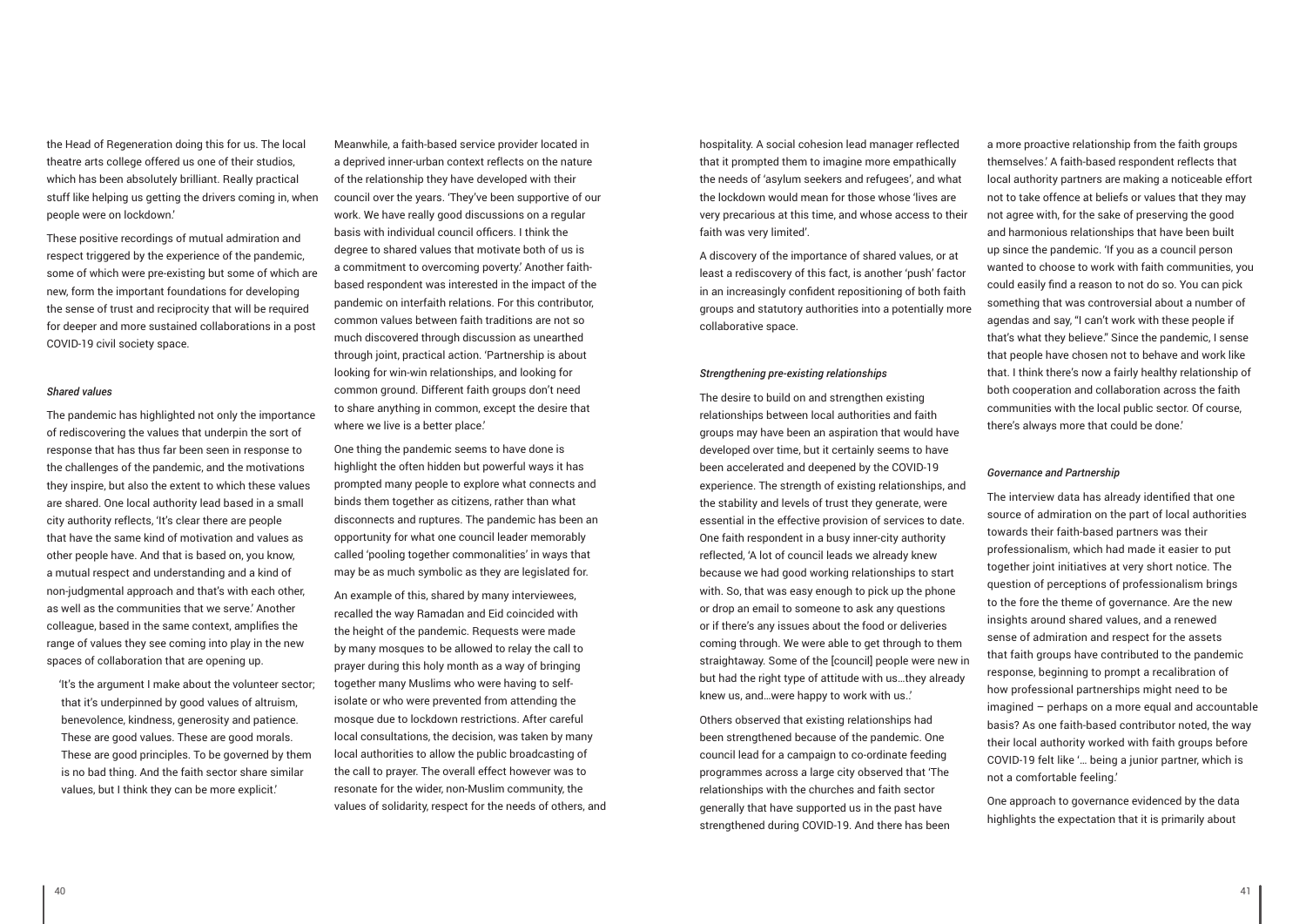the Head of Regeneration doing this for us. The local theatre arts college offered us one of their studios, which has been absolutely brilliant. Really practical stuff like helping us getting the drivers coming in, when people were on lockdown.'

These positive recordings of mutual admiration and respect triggered by the experience of the pandemic, some of which were pre-existing but some of which are new, form the important foundations for developing the sense of trust and reciprocity that will be required for deeper and more sustained collaborations in a post COVID-19 civil society space.

*Shared values*

The pandemic has highlighted not only the importance of rediscovering the values that underpin the sort of response that has thus far been seen in response to the challenges of the pandemic, and the motivations they inspire, but also the extent to which these values are shared. One local authority lead based in a small city authority reflects, 'It's clear there are people that have the same kind of motivation and values as other people have. And that is based on, you know, a mutual respect and understanding and a kind of non-judgmental approach and that's with each other, as well as the communities that we serve.' Another colleague, based in the same context, amplifies the range of values they see coming into play in the new spaces of collaboration that are opening up.

> 'It's the argument I make about the volunteer sector; that it's underpinned by good values of altruism, benevolence, kindness, generosity and patience. These are good values. These are good morals. These are good principles. To be governed by them is no bad thing. And the faith sector share similar values, but I think they can be more explicit.'

Meanwhile, a faith-based service provider located in a deprived inner-urban context reflects on the nature of the relationship they have developed with their council over the years. 'They've been supportive of our work. We have really good discussions on a regular basis with individual council officers. I think the degree to shared values that motivate both of us is a commitment to overcoming poverty.' Another faith-based respondent was interested in the impact of the pandemic on interfaith relations. For this contributor, common values between faith traditions are not so much discovered through discussion as unearthed through joint, practical action. 'Partnership is about looking for win-win relationships, and looking for common ground. Different faith groups don't need to share anything in common, except the desire that where we live is a better place.'

One thing the pandemic seems to have done is highlight the often hidden but powerful ways it has prompted many people to explore what connects and binds them together as citizens, rather than what disconnects and ruptures. The pandemic has been an opportunity for what one council leader memorably called 'pooling together commonalities' in ways that may be as much symbolic as they are legislated for.

An example of this, shared by many interviewees, recalled the way Ramadan and Eid coincided with the height of the pandemic. Requests were made by many mosques to be allowed to relay the call to prayer during this holy month as a way of bringing together many Muslims who were having to self-isolate or who were prevented from attending the mosque due to lockdown restrictions. After careful local consultations, the decision, was taken by many local authorities to allow the public broadcasting of the call to prayer. The overall effect however was to resonate for the wider, non-Muslim community, the values of solidarity, respect for the needs of others, and hospitality. A social cohesion lead manager reflected that it prompted them to imagine more empathically the needs of 'asylum seekers and refugees', and what the lockdown would mean for those whose 'lives are very precarious at this time, and whose access to their faith was very limited'.

A discovery of the importance of shared values, or at least a rediscovery of this fact, is another 'push' factor in an increasingly confident repositioning of both faith groups and statutory authorities into a potentially more collaborative space.

*Strengthening pre-existing relationships*

The desire to build on and strengthen existing relationships between local authorities and faith groups may have been an aspiration that would have developed over time, but it certainly seems to have been accelerated and deepened by the COVID-19 experience. The strength of existing relationships, and the stability and levels of trust they generate, were essential in the effective provision of services to date. One faith respondent in a busy inner-city authority reflected, 'A lot of council leads we already knew because we had good working relationships to start with. So, that was easy enough to pick up the phone or drop an email to someone to ask any questions or if there's any issues about the food or deliveries coming through. We were able to get through to them straightaway. Some of the [council] people were new in but had the right type of attitude with us…they already knew us, and…were happy to work with us..'

Others observed that existing relationships had been strengthened because of the pandemic. One council lead for a campaign to co-ordinate feeding programmes across a large city observed that 'The relationships with the churches and faith sector generally that have supported us in the past have strengthened during COVID-19. And there has been a more proactive relationship from the faith groups themselves.' A faith-based respondent reflects that local authority partners are making a noticeable effort not to take offence at beliefs or values that they may not agree with, for the sake of preserving the good and harmonious relationships that have been built up since the pandemic. 'If you as a council person wanted to choose to work with faith communities, you could easily find a reason to not do so. You can pick something that was controversial about a number of agendas and say, "I can't work with these people if that's what they believe." Since the pandemic, I sense that people have chosen not to behave and work like that. I think there's now a fairly healthy relationship of both cooperation and collaboration across the faith communities with the local public sector. Of course, there's always more that could be done.'

*Governance and Partnership*

The interview data has already identified that one source of admiration on the part of local authorities towards their faith-based partners was their professionalism, which had made it easier to put together joint initiatives at very short notice. The question of perceptions of professionalism brings to the fore the theme of governance. Are the new insights around shared values, and a renewed sense of admiration and respect for the assets that faith groups have contributed to the pandemic response, beginning to prompt a recalibration of how professional partnerships might need to be imagined – perhaps on a more equal and accountable basis? As one faith-based contributor noted, the way their local authority worked with faith groups before COVID-19 felt like '… being a junior partner, which is not a comfortable feeling.'

One approach to governance evidenced by the data highlights the expectation that it is primarily about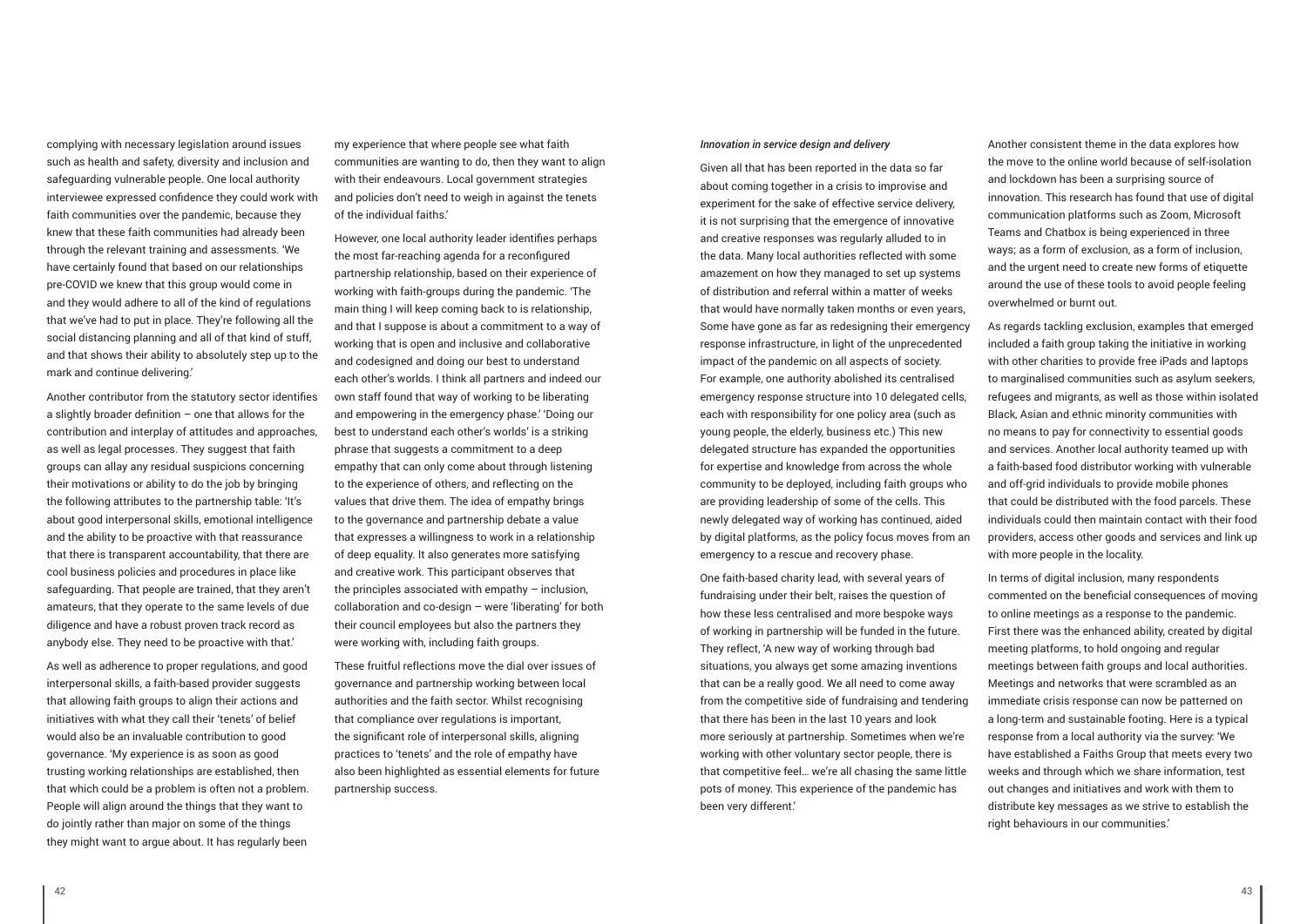complying with necessary legislation around issues such as health and safety, diversity and inclusion and safeguarding vulnerable people. One local authority interviewee expressed confidence they could work with faith communities over the pandemic, because they knew that these faith communities had already been through the relevant training and assessments. 'We have certainly found that based on our relationships pre-COVID we knew that this group would come in and they would adhere to all of the kind of regulations that we've had to put in place. They're following all the social distancing planning and all of that kind of stuff, and that shows their ability to absolutely step up to the mark and continue delivering.'

Another contributor from the statutory sector identifies a slightly broader definition – one that allows for the contribution and interplay of attitudes and approaches, as well as legal processes. They suggest that faith groups can allay any residual suspicions concerning their motivations or ability to do the job by bringing the following attributes to the partnership table: 'It's about good interpersonal skills, emotional intelligence and the ability to be proactive with that reassurance that there is transparent accountability, that there are cool business policies and procedures in place like safeguarding. That people are trained, that they aren't amateurs, that they operate to the same levels of due diligence and have a robust proven track record as anybody else. They need to be proactive with that.'

As well as adherence to proper regulations, and good interpersonal skills, a faith-based provider suggests that allowing faith groups to align their actions and initiatives with what they call their 'tenets' of belief would also be an invaluable contribution to good governance. 'My experience is as soon as good trusting working relationships are established, then that which could be a problem is often not a problem. People will align around the things that they want to do jointly rather than major on some of the things they might want to argue about. It has regularly been my experience that where people see what faith communities are wanting to do, then they want to align with their endeavours. Local government strategies and policies don't need to weigh in against the tenets of the individual faiths.'

However, one local authority leader identifies perhaps the most far-reaching agenda for a reconfigured partnership relationship, based on their experience of working with faith-groups during the pandemic. 'The main thing I will keep coming back to is relationship, and that I suppose is about a commitment to a way of working that is open and inclusive and collaborative and codesigned and doing our best to understand each other's worlds. I think all partners and indeed our own staff found that way of working to be liberating and empowering in the emergency phase.' 'Doing our best to understand each other's worlds' is a striking phrase that suggests a commitment to a deep empathy that can only come about through listening to the experience of others, and reflecting on the values that drive them. The idea of empathy brings to the governance and partnership debate a value that expresses a willingness to work in a relationship of deep equality. It also generates more satisfying and creative work. This participant observes that the principles associated with empathy – inclusion, collaboration and co-design – were 'liberating' for both their council employees but also the partners they were working with, including faith groups.

These fruitful reflections move the dial over issues of governance and partnership working between local authorities and the faith sector. Whilst recognising that compliance over regulations is important, the significant role of interpersonal skills, aligning practices to 'tenets' and the role of empathy have also been highlighted as essential elements for future partnership success.

***Innovation in service design and delivery***

Given all that has been reported in the data so far about coming together in a crisis to improvise and experiment for the sake of effective service delivery, it is not surprising that the emergence of innovative and creative responses was regularly alluded to in the data. Many local authorities reflected with some amazement on how they managed to set up systems of distribution and referral within a matter of weeks that would have normally taken months or even years, Some have gone as far as redesigning their emergency response infrastructure, in light of the unprecedented impact of the pandemic on all aspects of society. For example, one authority abolished its centralised emergency response structure into 10 delegated cells, each with responsibility for one policy area (such as young people, the elderly, business etc.) This new delegated structure has expanded the opportunities for expertise and knowledge from across the whole community to be deployed, including faith groups who are providing leadership of some of the cells. This newly delegated way of working has continued, aided by digital platforms, as the policy focus moves from an emergency to a rescue and recovery phase.

One faith-based charity lead, with several years of fundraising under their belt, raises the question of how these less centralised and more bespoke ways of working in partnership will be funded in the future. They reflect, 'A new way of working through bad situations, you always get some amazing inventions that can be a really good. We all need to come away from the competitive side of fundraising and tendering that there has been in the last 10 years and look more seriously at partnership. Sometimes when we're working with other voluntary sector people, there is that competitive feel… we're all chasing the same little pots of money. This experience of the pandemic has been very different.'

Another consistent theme in the data explores how the move to the online world because of self-isolation and lockdown has been a surprising source of innovation. This research has found that use of digital communication platforms such as Zoom, Microsoft Teams and Chatbox is being experienced in three ways; as a form of exclusion, as a form of inclusion, and the urgent need to create new forms of etiquette around the use of these tools to avoid people feeling overwhelmed or burnt out.

As regards tackling exclusion, examples that emerged included a faith group taking the initiative in working with other charities to provide free iPads and laptops to marginalised communities such as asylum seekers, refugees and migrants, as well as those within isolated Black, Asian and ethnic minority communities with no means to pay for connectivity to essential goods and services. Another local authority teamed up with a faith-based food distributor working with vulnerable and off-grid individuals to provide mobile phones that could be distributed with the food parcels. These individuals could then maintain contact with their food providers, access other goods and services and link up with more people in the locality.

In terms of digital inclusion, many respondents commented on the beneficial consequences of moving to online meetings as a response to the pandemic. First there was the enhanced ability, created by digital meeting platforms, to hold ongoing and regular meetings between faith groups and local authorities. Meetings and networks that were scrambled as an immediate crisis response can now be patterned on a long-term and sustainable footing. Here is a typical response from a local authority via the survey: 'We have established a Faiths Group that meets every two weeks and through which we share information, test out changes and initiatives and work with them to distribute key messages as we strive to establish the right behaviours in our communities.'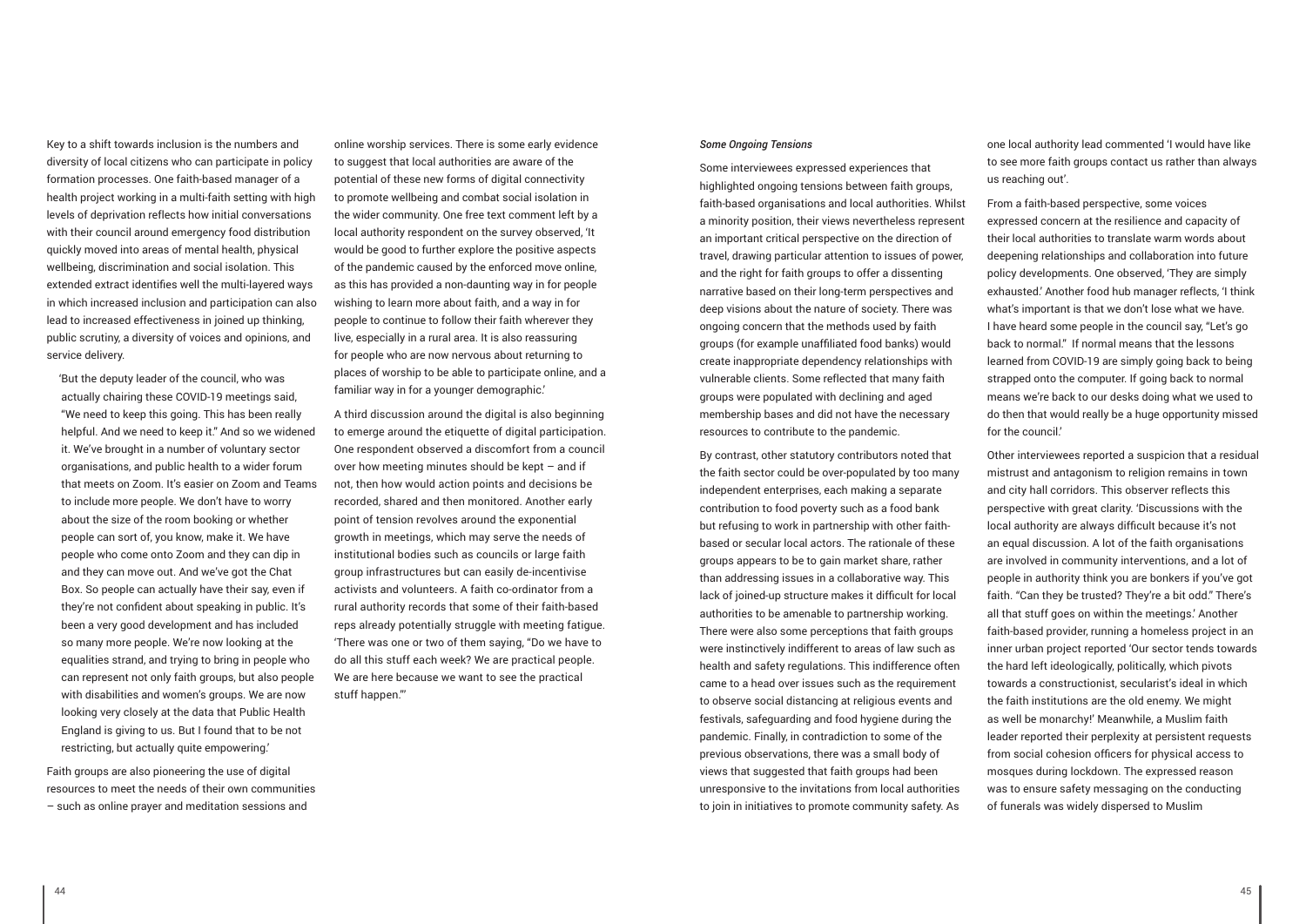Key to a shift towards inclusion is the numbers and diversity of local citizens who can participate in policy formation processes. One faith-based manager of a health project working in a multi-faith setting with high levels of deprivation reflects how initial conversations with their council around emergency food distribution quickly moved into areas of mental health, physical wellbeing, discrimination and social isolation. This extended extract identifies well the multi-layered ways in which increased inclusion and participation can also lead to increased effectiveness in joined up thinking, public scrutiny, a diversity of voices and opinions, and service delivery.

> 'But the deputy leader of the council, who was actually chairing these COVID-19 meetings said, "We need to keep this going. This has been really helpful. And we need to keep it." And so we widened it. We've brought in a number of voluntary sector organisations, and public health to a wider forum that meets on Zoom. It's easier on Zoom and Teams to include more people. We don't have to worry about the size of the room booking or whether people can sort of, you know, make it. We have people who come onto Zoom and they can dip in and they can move out. And we've got the Chat Box. So people can actually have their say, even if they're not confident about speaking in public. It's been a very good development and has included so many more people. We're now looking at the equalities strand, and trying to bring in people who can represent not only faith groups, but also people with disabilities and women's groups. We are now looking very closely at the data that Public Health England is giving to us. But I found that to be not restricting, but actually quite empowering.'

Faith groups are also pioneering the use of digital resources to meet the needs of their own communities – such as online prayer and meditation sessions and online worship services. There is some early evidence to suggest that local authorities are aware of the potential of these new forms of digital connectivity to promote wellbeing and combat social isolation in the wider community. One free text comment left by a local authority respondent on the survey observed, 'It would be good to further explore the positive aspects of the pandemic caused by the enforced move online, as this has provided a non-daunting way in for people wishing to learn more about faith, and a way in for people to continue to follow their faith wherever they live, especially in a rural area. It is also reassuring for people who are now nervous about returning to places of worship to be able to participate online, and a familiar way in for a younger demographic.'

A third discussion around the digital is also beginning to emerge around the etiquette of digital participation. One respondent observed a discomfort from a council over how meeting minutes should be kept – and if not, then how would action points and decisions be recorded, shared and then monitored. Another early point of tension revolves around the exponential growth in meetings, which may serve the needs of institutional bodies such as councils or large faith group infrastructures but can easily de-incentivise activists and volunteers. A faith co-ordinator from a rural authority records that some of their faith-based reps already potentially struggle with meeting fatigue. 'There was one or two of them saying, "Do we have to do all this stuff each week? We are practical people. We are here because we want to see the practical stuff happen."'

*Some Ongoing Tensions*

Some interviewees expressed experiences that highlighted ongoing tensions between faith groups, faith-based organisations and local authorities. Whilst a minority position, their views nevertheless represent an important critical perspective on the direction of travel, drawing particular attention to issues of power, and the right for faith groups to offer a dissenting narrative based on their long-term perspectives and deep visions about the nature of society. There was ongoing concern that the methods used by faith groups (for example unaffiliated food banks) would create inappropriate dependency relationships with vulnerable clients. Some reflected that many faith groups were populated with declining and aged membership bases and did not have the necessary resources to contribute to the pandemic.

By contrast, other statutory contributors noted that the faith sector could be over-populated by too many independent enterprises, each making a separate contribution to food poverty such as a food bank but refusing to work in partnership with other faith-based or secular local actors. The rationale of these groups appears to be to gain market share, rather than addressing issues in a collaborative way. This lack of joined-up structure makes it difficult for local authorities to be amenable to partnership working. There were also some perceptions that faith groups were instinctively indifferent to areas of law such as health and safety regulations. This indifference often came to a head over issues such as the requirement to observe social distancing at religious events and festivals, safeguarding and food hygiene during the pandemic. Finally, in contradiction to some of the previous observations, there was a small body of views that suggested that faith groups had been unresponsive to the invitations from local authorities to join in initiatives to promote community safety. As one local authority lead commented 'I would have like to see more faith groups contact us rather than always us reaching out'.

From a faith-based perspective, some voices expressed concern at the resilience and capacity of their local authorities to translate warm words about deepening relationships and collaboration into future policy developments. One observed, 'They are simply exhausted.' Another food hub manager reflects, 'I think what's important is that we don't lose what we have. I have heard some people in the council say, "Let's go back to normal." If normal means that the lessons learned from COVID-19 are simply going back to being strapped onto the computer. If going back to normal means we're back to our desks doing what we used to do then that would really be a huge opportunity missed for the council.'

Other interviewees reported a suspicion that a residual mistrust and antagonism to religion remains in town and city hall corridors. This observer reflects this perspective with great clarity. 'Discussions with the local authority are always difficult because it's not an equal discussion. A lot of the faith organisations are involved in community interventions, and a lot of people in authority think you are bonkers if you've got faith. "Can they be trusted? They're a bit odd." There's all that stuff goes on within the meetings.' Another faith-based provider, running a homeless project in an inner urban project reported 'Our sector tends towards the hard left ideologically, politically, which pivots towards a constructionist, secularist's ideal in which the faith institutions are the old enemy. We might as well be monarchy!' Meanwhile, a Muslim faith leader reported their perplexity at persistent requests from social cohesion officers for physical access to mosques during lockdown. The expressed reason was to ensure safety messaging on the conducting of funerals was widely dispersed to Muslim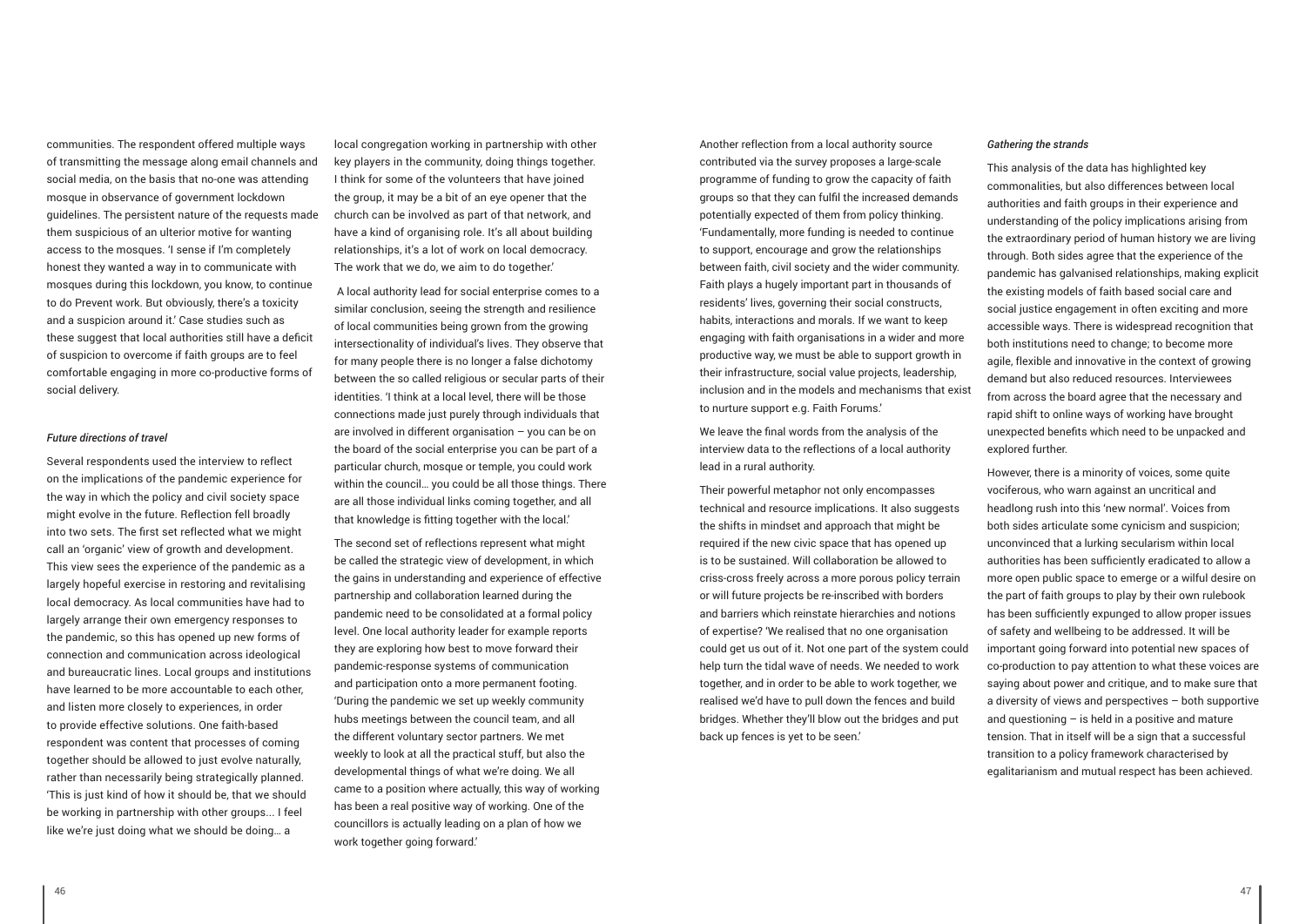communities. The respondent offered multiple ways of transmitting the message along email channels and social media, on the basis that no-one was attending mosque in observance of government lockdown guidelines. The persistent nature of the requests made them suspicious of an ulterior motive for wanting access to the mosques. 'I sense if I'm completely honest they wanted a way in to communicate with mosques during this lockdown, you know, to continue to do Prevent work. But obviously, there's a toxicity and a suspicion around it.' Case studies such as these suggest that local authorities still have a deficit of suspicion to overcome if faith groups are to feel comfortable engaging in more co-productive forms of social delivery.

*Future directions of travel*

Several respondents used the interview to reflect on the implications of the pandemic experience for the way in which the policy and civil society space might evolve in the future. Reflection fell broadly into two sets. The first set reflected what we might call an 'organic' view of growth and development. This view sees the experience of the pandemic as a largely hopeful exercise in restoring and revitalising local democracy. As local communities have had to largely arrange their own emergency responses to the pandemic, so this has opened up new forms of connection and communication across ideological and bureaucratic lines. Local groups and institutions have learned to be more accountable to each other, and listen more closely to experiences, in order to provide effective solutions. One faith-based respondent was content that processes of coming together should be allowed to just evolve naturally, rather than necessarily being strategically planned. 'This is just kind of how it should be, that we should be working in partnership with other groups... I feel like we're just doing what we should be doing… a local congregation working in partnership with other key players in the community, doing things together. I think for some of the volunteers that have joined the group, it may be a bit of an eye opener that the church can be involved as part of that network, and have a kind of organising role. It's all about building relationships, it's a lot of work on local democracy. The work that we do, we aim to do together.'

A local authority lead for social enterprise comes to a similar conclusion, seeing the strength and resilience of local communities being grown from the growing intersectionality of individual's lives. They observe that for many people there is no longer a false dichotomy between the so called religious or secular parts of their identities. 'I think at a local level, there will be those connections made just purely through individuals that are involved in different organisation – you can be on the board of the social enterprise you can be part of a particular church, mosque or temple, you could work within the council… you could be all those things. There are all those individual links coming together, and all that knowledge is fitting together with the local.'

The second set of reflections represent what might be called the strategic view of development, in which the gains in understanding and experience of effective partnership and collaboration learned during the pandemic need to be consolidated at a formal policy level. One local authority leader for example reports they are exploring how best to move forward their pandemic-response systems of communication and participation onto a more permanent footing. 'During the pandemic we set up weekly community hubs meetings between the council team, and all the different voluntary sector partners. We met weekly to look at all the practical stuff, but also the developmental things of what we're doing. We all came to a position where actually, this way of working has been a real positive way of working. One of the councillors is actually leading on a plan of how we work together going forward.'

Another reflection from a local authority source contributed via the survey proposes a large-scale programme of funding to grow the capacity of faith groups so that they can fulfil the increased demands potentially expected of them from policy thinking. 'Fundamentally, more funding is needed to continue to support, encourage and grow the relationships between faith, civil society and the wider community. Faith plays a hugely important part in thousands of residents' lives, governing their social constructs, habits, interactions and morals. If we want to keep engaging with faith organisations in a wider and more productive way, we must be able to support growth in their infrastructure, social value projects, leadership, inclusion and in the models and mechanisms that exist to nurture support e.g. Faith Forums.'

We leave the final words from the analysis of the interview data to the reflections of a local authority lead in a rural authority.

Their powerful metaphor not only encompasses technical and resource implications. It also suggests the shifts in mindset and approach that might be required if the new civic space that has opened up is to be sustained. Will collaboration be allowed to criss-cross freely across a more porous policy terrain or will future projects be re-inscribed with borders and barriers which reinstate hierarchies and notions of expertise? 'We realised that no one organisation could get us out of it. Not one part of the system could help turn the tidal wave of needs. We needed to work together, and in order to be able to work together, we realised we'd have to pull down the fences and build bridges. Whether they'll blow out the bridges and put back up fences is yet to be seen.'

*Gathering the strands*

This analysis of the data has highlighted key commonalities, but also differences between local authorities and faith groups in their experience and understanding of the policy implications arising from the extraordinary period of human history we are living through. Both sides agree that the experience of the pandemic has galvanised relationships, making explicit the existing models of faith based social care and social justice engagement in often exciting and more accessible ways. There is widespread recognition that both institutions need to change; to become more agile, flexible and innovative in the context of growing demand but also reduced resources. Interviewees from across the board agree that the necessary and rapid shift to online ways of working have brought unexpected benefits which need to be unpacked and explored further.

However, there is a minority of voices, some quite vociferous, who warn against an uncritical and headlong rush into this 'new normal'. Voices from both sides articulate some cynicism and suspicion; unconvinced that a lurking secularism within local authorities has been sufficiently eradicated to allow a more open public space to emerge or a wilful desire on the part of faith groups to play by their own rulebook has been sufficiently expunged to allow proper issues of safety and wellbeing to be addressed. It will be important going forward into potential new spaces of co-production to pay attention to what these voices are saying about power and critique, and to make sure that a diversity of views and perspectives – both supportive and questioning – is held in a positive and mature tension. That in itself will be a sign that a successful transition to a policy framework characterised by egalitarianism and mutual respect has been achieved.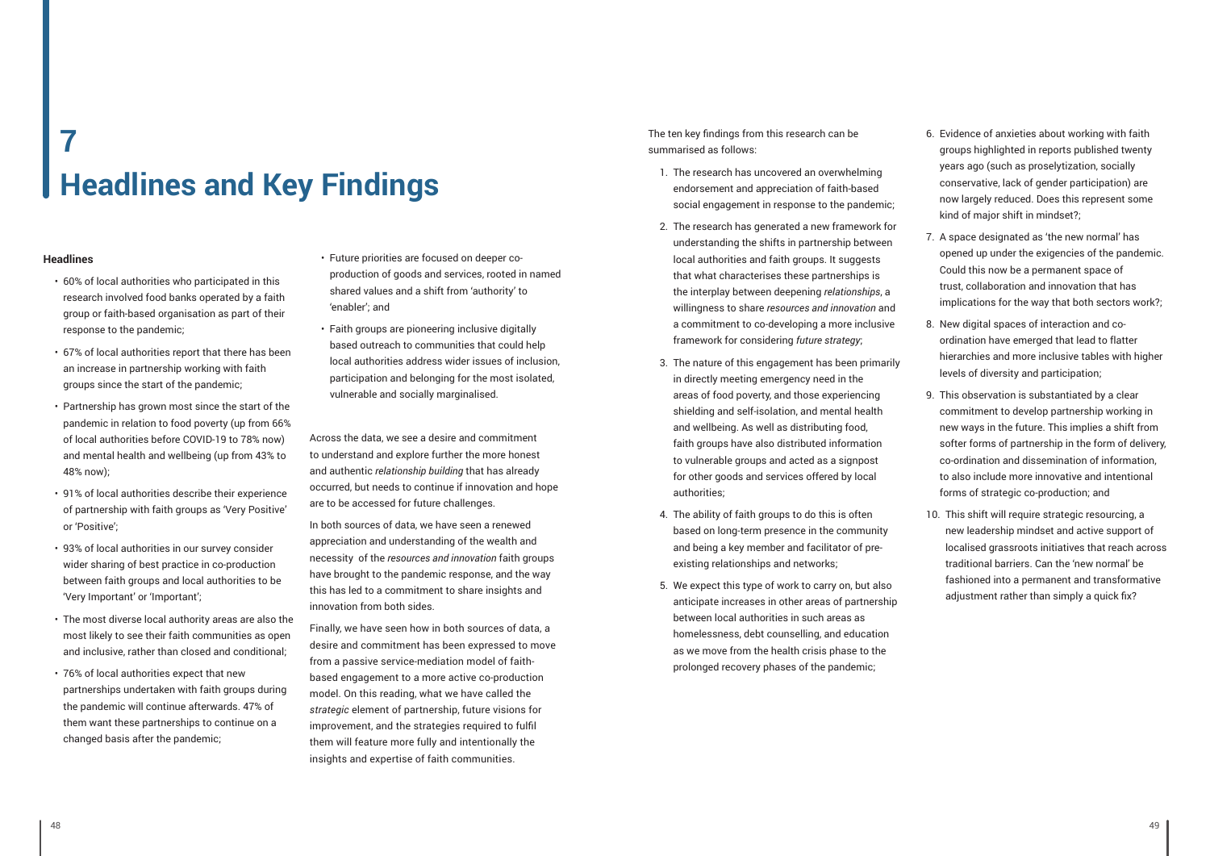# 7 Headlines and Key Findings

### Headlines

- 60% of local authorities who participated in this research involved food banks operated by a faith group or faith-based organisation as part of their response to the pandemic;
- 67% of local authorities report that there has been an increase in partnership working with faith groups since the start of the pandemic;
- Partnership has grown most since the start of the pandemic in relation to food poverty (up from 66% of local authorities before COVID-19 to 78% now) and mental health and wellbeing (up from 43% to 48% now);
- 91% of local authorities describe their experience of partnership with faith groups as 'Very Positive' or 'Positive';
- 93% of local authorities in our survey consider wider sharing of best practice in co-production between faith groups and local authorities to be 'Very Important' or 'Important';
- The most diverse local authority areas are also the most likely to see their faith communities as open and inclusive, rather than closed and conditional;
- 76% of local authorities expect that new partnerships undertaken with faith groups during the pandemic will continue afterwards. 47% of them want these partnerships to continue on a changed basis after the pandemic;
- Future priorities are focused on deeper co-production of goods and services, rooted in named shared values and a shift from 'authority' to 'enabler'; and
- Faith groups are pioneering inclusive digitally based outreach to communities that could help local authorities address wider issues of inclusion, participation and belonging for the most isolated, vulnerable and socially marginalised.

Across the data, we see a desire and commitment to understand and explore further the more honest and authentic *relationship building* that has already occurred, but needs to continue if innovation and hope are to be accessed for future challenges.

In both sources of data, we have seen a renewed appreciation and understanding of the wealth and necessity of the *resources and innovation* faith groups have brought to the pandemic response, and the way this has led to a commitment to share insights and innovation from both sides.

Finally, we have seen how in both sources of data, a desire and commitment has been expressed to move from a passive service-mediation model of faith-based engagement to a more active co-production model. On this reading, what we have called the *strategic* element of partnership, future visions for improvement, and the strategies required to fulfil them will feature more fully and intentionally the insights and expertise of faith communities.

The ten key findings from this research can be summarised as follows:

1. The research has uncovered an overwhelming endorsement and appreciation of faith-based social engagement in response to the pandemic;
2. The research has generated a new framework for understanding the shifts in partnership between local authorities and faith groups. It suggests that what characterises these partnerships is the interplay between deepening *relationships*, a willingness to share *resources and innovation* and a commitment to co-developing a more inclusive framework for considering *future strategy*;
3. The nature of this engagement has been primarily in directly meeting emergency need in the areas of food poverty, and those experiencing shielding and self-isolation, and mental health and wellbeing. As well as distributing food, faith groups have also distributed information to vulnerable groups and acted as a signpost for other goods and services offered by local authorities;
4. The ability of faith groups to do this is often based on long-term presence in the community and being a key member and facilitator of pre-existing relationships and networks;
5. We expect this type of work to carry on, but also anticipate increases in other areas of partnership between local authorities in such areas as homelessness, debt counselling, and education as we move from the health crisis phase to the prolonged recovery phases of the pandemic;
6. Evidence of anxieties about working with faith groups highlighted in reports published twenty years ago (such as proselytization, socially conservative, lack of gender participation) are now largely reduced. Does this represent some kind of major shift in mindset?;
7. A space designated as 'the new normal' has opened up under the exigencies of the pandemic. Could this now be a permanent space of trust, collaboration and innovation that has implications for the way that both sectors work?;
8. New digital spaces of interaction and co-ordination have emerged that lead to flatter hierarchies and more inclusive tables with higher levels of diversity and participation;
9. This observation is substantiated by a clear commitment to develop partnership working in new ways in the future. This implies a shift from softer forms of partnership in the form of delivery, co-ordination and dissemination of information, to also include more innovative and intentional forms of strategic co-production; and
10. This shift will require strategic resourcing, a new leadership mindset and active support of localised grassroots initiatives that reach across traditional barriers. Can the 'new normal' be fashioned into a permanent and transformative adjustment rather than simply a quick fix?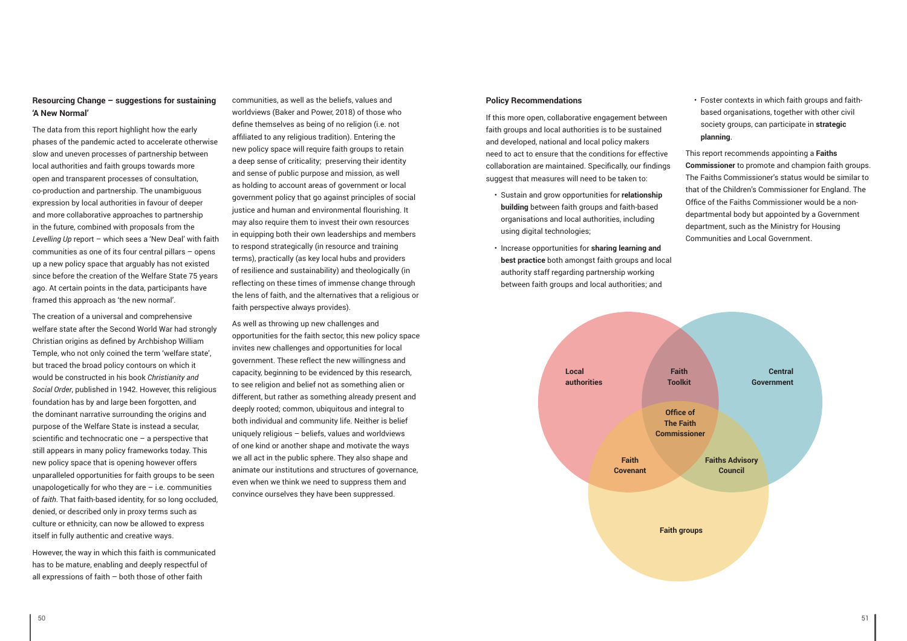### Resourcing Change – suggestions for sustaining 'A New Normal'

The data from this report highlight how the early phases of the pandemic acted to accelerate otherwise slow and uneven processes of partnership between local authorities and faith groups towards more open and transparent processes of consultation, co-production and partnership. The unambiguous expression by local authorities in favour of deeper and more collaborative approaches to partnership in the future, combined with proposals from the *Levelling Up* report – which sees a 'New Deal' with faith communities as one of its four central pillars – opens up a new policy space that arguably has not existed since before the creation of the Welfare State 75 years ago. At certain points in the data, participants have framed this approach as 'the new normal'.

The creation of a universal and comprehensive welfare state after the Second World War had strongly Christian origins as defined by Archbishop William Temple, who not only coined the term 'welfare state', but traced the broad policy contours on which it would be constructed in his book *Christianity and Social Order*, published in 1942. However, this religious foundation has by and large been forgotten, and the dominant narrative surrounding the origins and purpose of the Welfare State is instead a secular, scientific and technocratic one – a perspective that still appears in many policy frameworks today. This new policy space that is opening however offers unparalleled opportunities for faith groups to be seen unapologetically for who they are – i.e. communities of *faith*. That faith-based identity, for so long occluded, denied, or described only in proxy terms such as culture or ethnicity, can now be allowed to express itself in fully authentic and creative ways.

However, the way in which this faith is communicated has to be mature, enabling and deeply respectful of all expressions of faith – both those of other faith communities, as well as the beliefs, values and worldviews (Baker and Power, 2018) of those who define themselves as being of no religion (i.e. not affiliated to any religious tradition). Entering the new policy space will require faith groups to retain a deep sense of criticality; preserving their identity and sense of public purpose and mission, as well as holding to account areas of government or local government policy that go against principles of social justice and human and environmental flourishing. It may also require them to invest their own resources in equipping both their own leaderships and members to respond strategically (in resource and training terms), practically (as key local hubs and providers of resilience and sustainability) and theologically (in reflecting on these times of immense change through the lens of faith, and the alternatives that a religious or faith perspective always provides).

As well as throwing up new challenges and opportunities for the faith sector, this new policy space invites new challenges and opportunities for local government. These reflect the new willingness and capacity, beginning to be evidenced by this research, to see religion and belief not as something alien or different, but rather as something already present and deeply rooted; common, ubiquitous and integral to both individual and community life. Neither is belief uniquely religious – beliefs, values and worldviews of one kind or another shape and motivate the ways we all act in the public sphere. They also shape and animate our institutions and structures of governance, even when we think we need to suppress them and convince ourselves they have been suppressed.

### Policy Recommendations

If this more open, collaborative engagement between faith groups and local authorities is to be sustained and developed, national and local policy makers need to act to ensure that the conditions for effective collaboration are maintained. Specifically, our findings suggest that measures will need to be taken to:

- Sustain and grow opportunities for **relationship building** between faith groups and faith-based organisations and local authorities, including using digital technologies;
- Increase opportunities for **sharing learning and best practice** both amongst faith groups and local authority staff regarding partnership working between faith groups and local authorities; and
- Foster contexts in which faith groups and faith-based organisations, together with other civil society groups, can participate in **strategic planning**.

This report recommends appointing a **Faiths Commissioner** to promote and champion faith groups. The Faiths Commissioner's status would be similar to that of the Children's Commissioner for England. The Office of the Faiths Commissioner would be a non-departmental body but appointed by a Government department, such as the Ministry for Housing Communities and Local Government.

**Local authorities** | **Faith Toolkit** | **Central Government** | **Office of The Faith Commissioner** | **Faith Covenant** | **Faiths Advisory Council** | **Faith groups**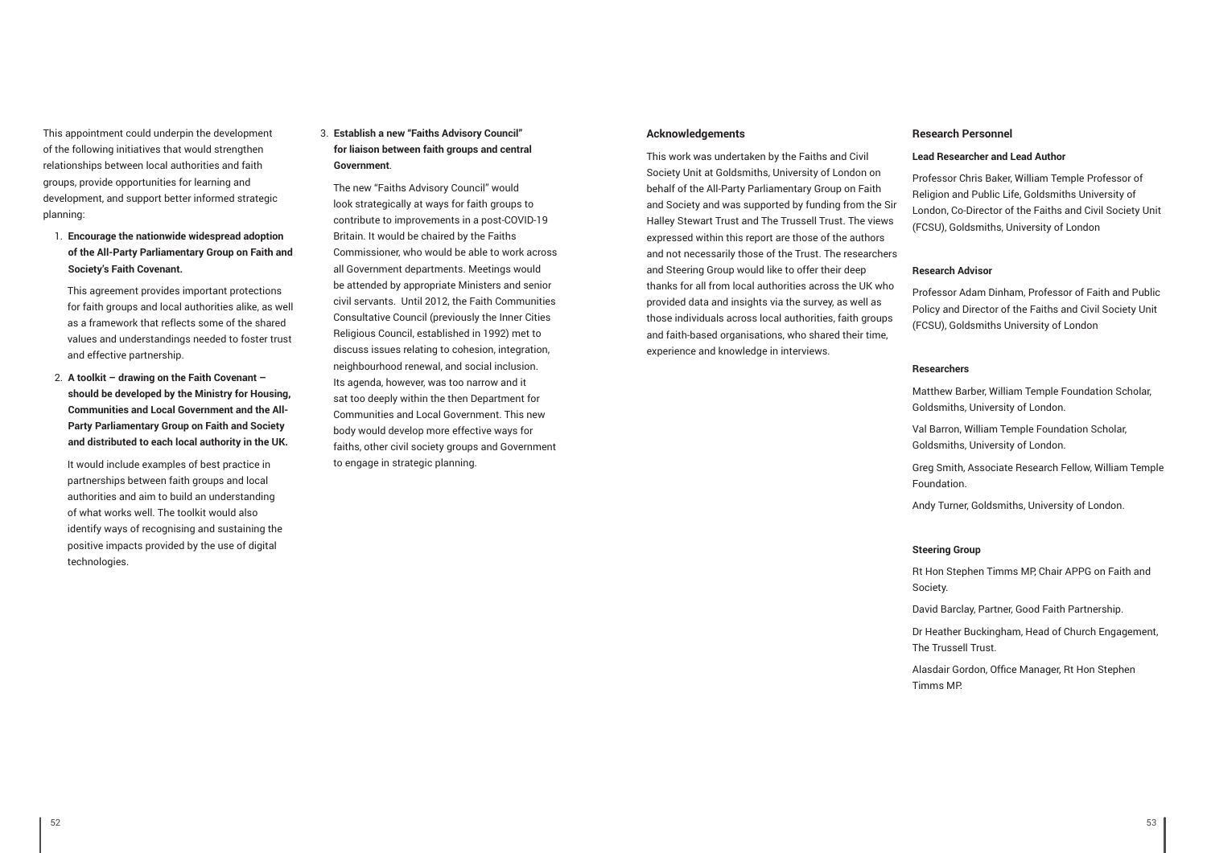This appointment could underpin the development of the following initiatives that would strengthen relationships between local authorities and faith groups, provide opportunities for learning and development, and support better informed strategic planning:

1. **Encourage the nationwide widespread adoption of the All-Party Parliamentary Group on Faith and Society's Faith Covenant.**

   This agreement provides important protections for faith groups and local authorities alike, as well as a framework that reflects some of the shared values and understandings needed to foster trust and effective partnership.

2. **A toolkit – drawing on the Faith Covenant – should be developed by the Ministry for Housing, Communities and Local Government and the All-Party Parliamentary Group on Faith and Society and distributed to each local authority in the UK.**

   It would include examples of best practice in partnerships between faith groups and local authorities and aim to build an understanding of what works well. The toolkit would also identify ways of recognising and sustaining the positive impacts provided by the use of digital technologies.

3. **Establish a new "Faiths Advisory Council" for liaison between faith groups and central Government**.

   The new "Faiths Advisory Council" would look strategically at ways for faith groups to contribute to improvements in a post-COVID-19 Britain. It would be chaired by the Faiths Commissioner, who would be able to work across all Government departments. Meetings would be attended by appropriate Ministers and senior civil servants. Until 2012, the Faith Communities Consultative Council (previously the Inner Cities Religious Council, established in 1992) met to discuss issues relating to cohesion, integration, neighbourhood renewal, and social inclusion. Its agenda, however, was too narrow and it sat too deeply within the then Department for Communities and Local Government. This new body would develop more effective ways for faiths, other civil society groups and Government to engage in strategic planning.

## Acknowledgements

This work was undertaken by the Faiths and Civil Society Unit at Goldsmiths, University of London on behalf of the All-Party Parliamentary Group on Faith and Society and was supported by funding from the Sir Halley Stewart Trust and The Trussell Trust. The views expressed within this report are those of the authors and not necessarily those of the Trust. The researchers and Steering Group would like to offer their deep thanks for all from local authorities across the UK who provided data and insights via the survey, as well as those individuals across local authorities, faith groups and faith-based organisations, who shared their time, experience and knowledge in interviews.

## Research Personnel

### Lead Researcher and Lead Author

Professor Chris Baker, William Temple Professor of Religion and Public Life, Goldsmiths University of London, Co-Director of the Faiths and Civil Society Unit (FCSU), Goldsmiths, University of London

### Research Advisor

Professor Adam Dinham, Professor of Faith and Public Policy and Director of the Faiths and Civil Society Unit (FCSU), Goldsmiths University of London

### Researchers

Matthew Barber, William Temple Foundation Scholar, Goldsmiths, University of London.

Val Barron, William Temple Foundation Scholar, Goldsmiths, University of London.

Greg Smith, Associate Research Fellow, William Temple Foundation.

Andy Turner, Goldsmiths, University of London.

### Steering Group

Rt Hon Stephen Timms MP, Chair APPG on Faith and Society.

David Barclay, Partner, Good Faith Partnership.

Dr Heather Buckingham, Head of Church Engagement, The Trussell Trust.

Alasdair Gordon, Office Manager, Rt Hon Stephen Timms MP.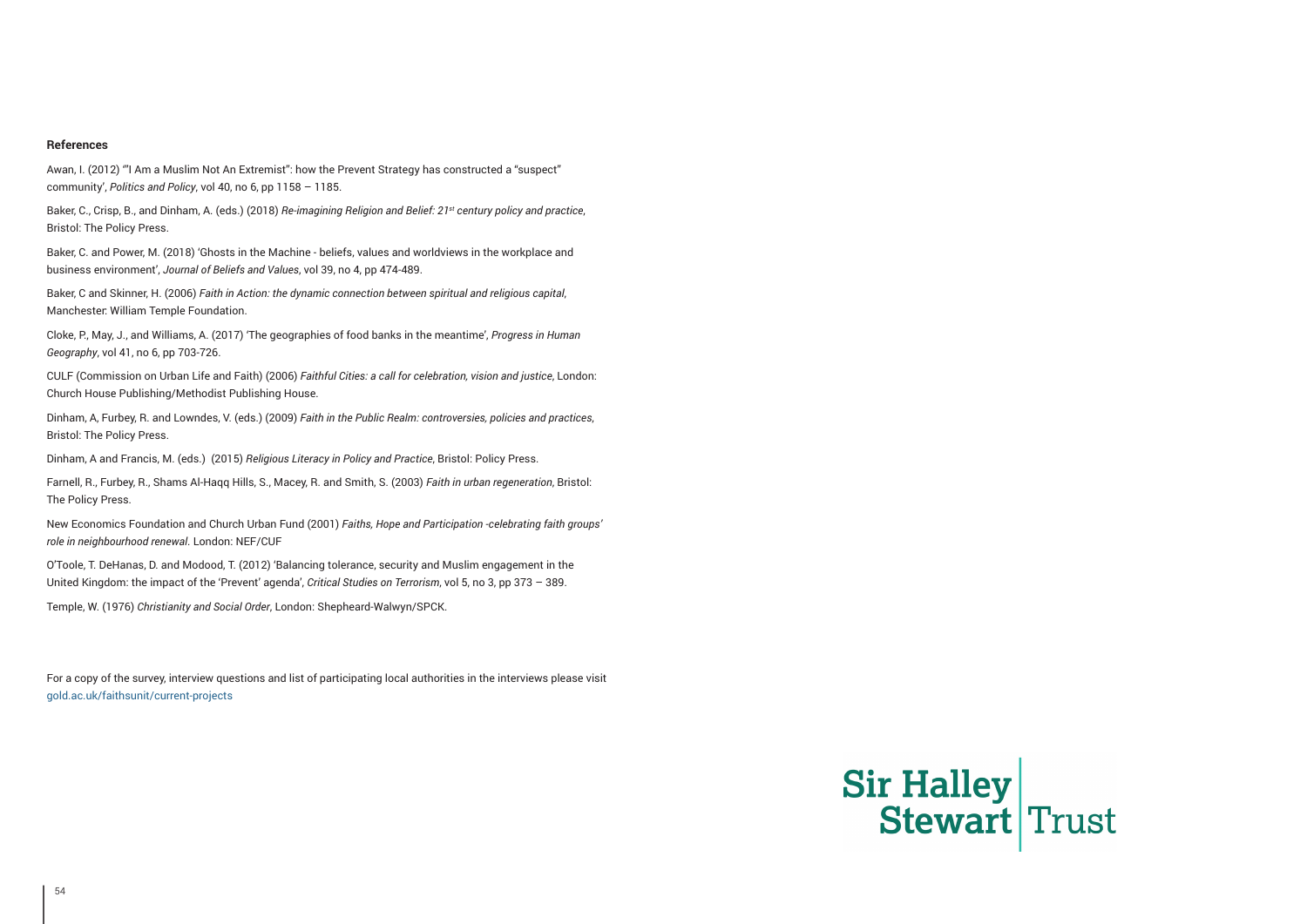**References**

Awan, I. (2012) '"I Am a Muslim Not An Extremist": how the Prevent Strategy has constructed a "suspect" community', *Politics and Policy*, vol 40, no 6, pp 1158 – 1185.

Baker, C., Crisp, B., and Dinham, A. (eds.) (2018) *Re-imagining Religion and Belief: 21st century policy and practice*, Bristol: The Policy Press.

Baker, C. and Power, M. (2018) 'Ghosts in the Machine - beliefs, values and worldviews in the workplace and business environment', *Journal of Beliefs and Values*, vol 39, no 4, pp 474-489.

Baker, C and Skinner, H. (2006) *Faith in Action: the dynamic connection between spiritual and religious capital*, Manchester: William Temple Foundation.

Cloke, P., May, J., and Williams, A. (2017) 'The geographies of food banks in the meantime', *Progress in Human Geography*, vol 41, no 6, pp 703-726.

CULF (Commission on Urban Life and Faith) (2006) *Faithful Cities: a call for celebration, vision and justice*, London: Church House Publishing/Methodist Publishing House.

Dinham, A, Furbey, R. and Lowndes, V. (eds.) (2009) *Faith in the Public Realm: controversies, policies and practices*, Bristol: The Policy Press.

Dinham, A and Francis, M. (eds.) (2015) *Religious Literacy in Policy and Practice*, Bristol: Policy Press.

Farnell, R., Furbey, R., Shams Al-Haqq Hills, S., Macey, R. and Smith, S. (2003) *Faith in urban regeneration*, Bristol: The Policy Press.

New Economics Foundation and Church Urban Fund (2001) *Faiths, Hope and Participation -celebrating faith groups' role in neighbourhood renewal*. London: NEF/CUF

O'Toole, T. DeHanas, D. and Modood, T. (2012) 'Balancing tolerance, security and Muslim engagement in the United Kingdom: the impact of the 'Prevent' agenda', *Critical Studies on Terrorism*, vol 5, no 3, pp 373 – 389.

Temple, W. (1976) *Christianity and Social Order*, London: Shepheard-Walwyn/SPCK.

For a copy of the survey, interview questions and list of participating local authorities in the interviews please visit gold.ac.uk/faithsunit/current-projects

Sir Halley Stewart Trust